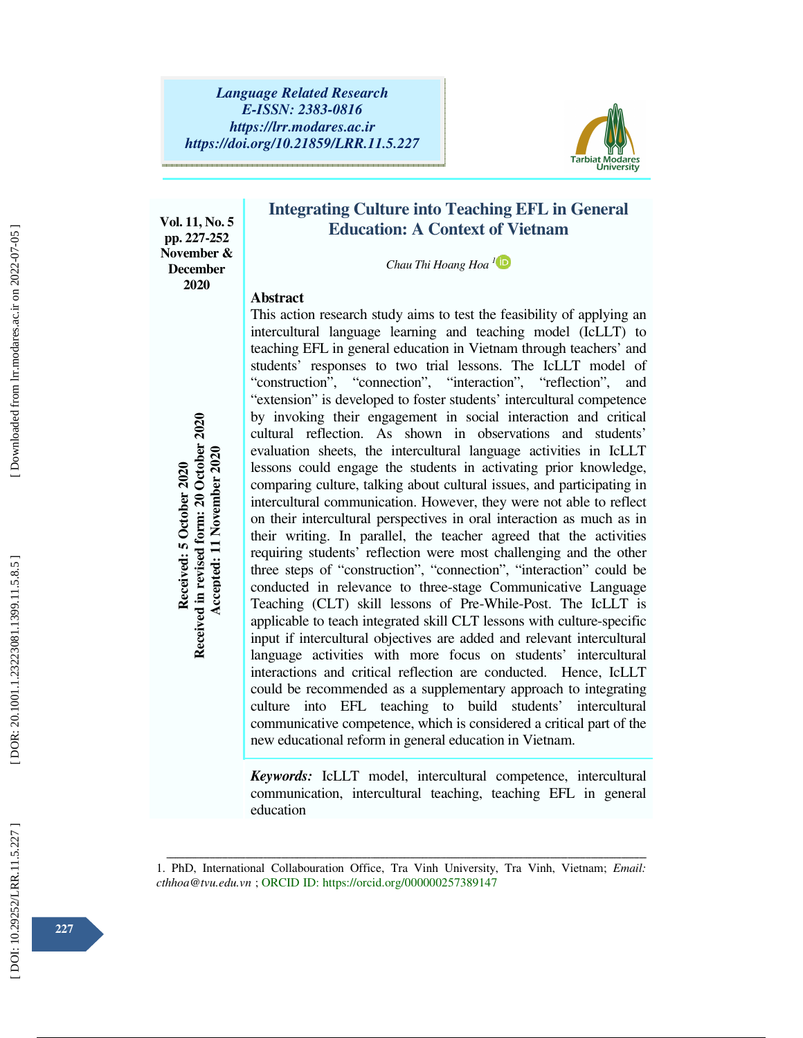*Language Related Research*
*E-ISSN: 2383-0816*
*https://lrr.modares.ac.ir*
*https://doi.org/10.21859/LRR.11.5.227*

# Integrating Culture into Teaching EFL in General Education: A Context of Vietnam

*Chau Thi Hoang Hoa* [1]

Received: 5 October 2020
Received in revised form: 20 October 2020
Accepted: 11 November 2020

## Abstract

This action research study aims to test the feasibility of applying an intercultural language learning and teaching model (IcLLT) to teaching EFL in general education in Vietnam through teachers' and students' responses to two trial lessons. The IcLLT model of "construction", "connection", "interaction", "reflection", and "extension" is developed to foster students' intercultural competence by invoking their engagement in social interaction and critical cultural reflection. As shown in observations and students' evaluation sheets, the intercultural language activities in IcLLT lessons could engage the students in activating prior knowledge, comparing culture, talking about cultural issues, and participating in intercultural communication. However, they were not able to reflect on their intercultural perspectives in oral interaction as much as in their writing. In parallel, the teacher agreed that the activities requiring students' reflection were most challenging and the other three steps of "construction", "connection", "interaction" could be conducted in relevance to three-stage Communicative Language Teaching (CLT) skill lessons of Pre-While-Post. The IcLLT is applicable to teach integrated skill CLT lessons with culture-specific input if intercultural objectives are added and relevant intercultural language activities with more focus on students' intercultural interactions and critical reflection are conducted. Hence, IcLLT could be recommended as a supplementary approach to integrating culture into EFL teaching to build students' intercultural communicative competence, which is considered a critical part of the new educational reform in general education in Vietnam.

***Keywords:*** IcLLT model, intercultural competence, intercultural communication, intercultural teaching, teaching EFL in general education

---

1. PhD, International Collabouration Office, Tra Vinh University, Tra Vinh, Vietnam; *Email: cthhoa@tvu.edu.vn* ; ORCID ID: https://orcid.org/000000257389147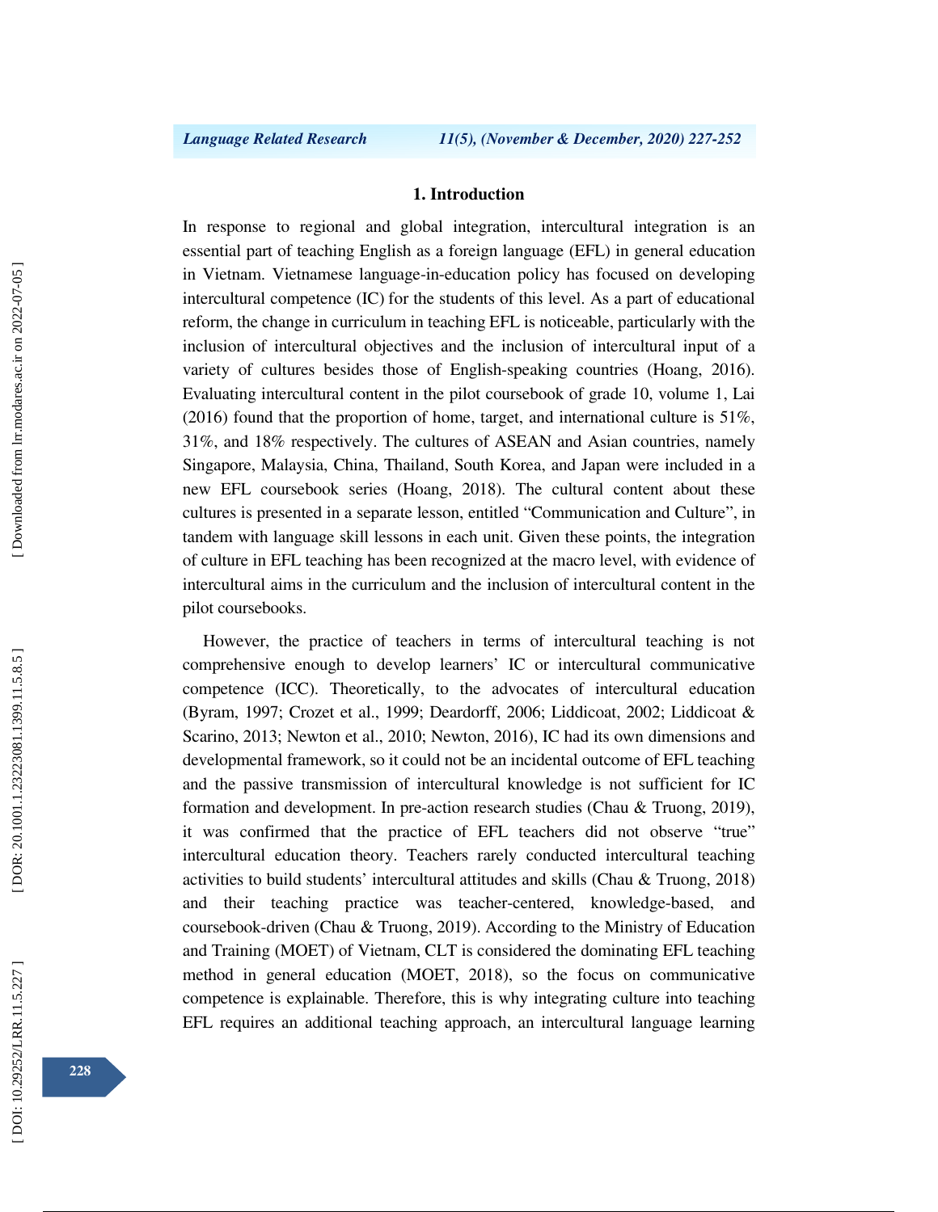## 1. Introduction

In response to regional and global integration, intercultural integration is an essential part of teaching English as a foreign language (EFL) in general education in Vietnam. Vietnamese language-in-education policy has focused on developing intercultural competence (IC) for the students of this level. As a part of educational reform, the change in curriculum in teaching EFL is noticeable, particularly with the inclusion of intercultural objectives and the inclusion of intercultural input of a variety of cultures besides those of English-speaking countries (Hoang, 2016). Evaluating intercultural content in the pilot coursebook of grade 10, volume 1, Lai (2016) found that the proportion of home, target, and international culture is 51%, 31%, and 18% respectively. The cultures of ASEAN and Asian countries, namely Singapore, Malaysia, China, Thailand, South Korea, and Japan were included in a new EFL coursebook series (Hoang, 2018). The cultural content about these cultures is presented in a separate lesson, entitled "Communication and Culture", in tandem with language skill lessons in each unit. Given these points, the integration of culture in EFL teaching has been recognized at the macro level, with evidence of intercultural aims in the curriculum and the inclusion of intercultural content in the pilot coursebooks.

However, the practice of teachers in terms of intercultural teaching is not comprehensive enough to develop learners' IC or intercultural communicative competence (ICC). Theoretically, to the advocates of intercultural education (Byram, 1997; Crozet et al., 1999; Deardorff, 2006; Liddicoat, 2002; Liddicoat & Scarino, 2013; Newton et al., 2010; Newton, 2016), IC had its own dimensions and developmental framework, so it could not be an incidental outcome of EFL teaching and the passive transmission of intercultural knowledge is not sufficient for IC formation and development. In pre-action research studies (Chau & Truong, 2019), it was confirmed that the practice of EFL teachers did not observe "true" intercultural education theory. Teachers rarely conducted intercultural teaching activities to build students' intercultural attitudes and skills (Chau & Truong, 2018) and their teaching practice was teacher-centered, knowledge-based, and coursebook-driven (Chau & Truong, 2019). According to the Ministry of Education and Training (MOET) of Vietnam, CLT is considered the dominating EFL teaching method in general education (MOET, 2018), so the focus on communicative competence is explainable. Therefore, this is why integrating culture into teaching EFL requires an additional teaching approach, an intercultural language learning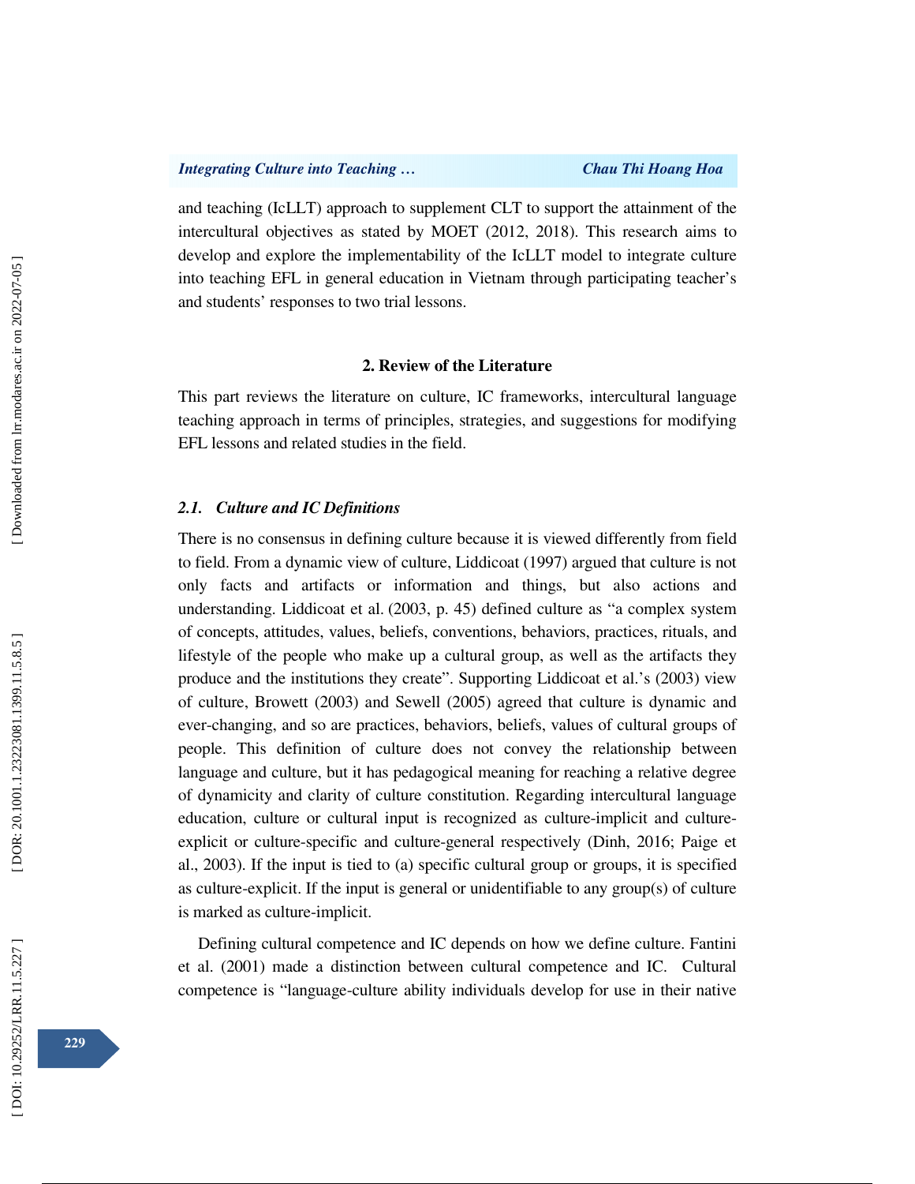and teaching (IcLLT) approach to supplement CLT to support the attainment of the intercultural objectives as stated by MOET (2012, 2018). This research aims to develop and explore the implementability of the IcLLT model to integrate culture into teaching EFL in general education in Vietnam through participating teacher's and students' responses to two trial lessons.

## 2. Review of the Literature

This part reviews the literature on culture, IC frameworks, intercultural language teaching approach in terms of principles, strategies, and suggestions for modifying EFL lessons and related studies in the field.

### *2.1. Culture and IC Definitions*

There is no consensus in defining culture because it is viewed differently from field to field. From a dynamic view of culture, Liddicoat (1997) argued that culture is not only facts and artifacts or information and things, but also actions and understanding. Liddicoat et al. (2003, p. 45) defined culture as "a complex system of concepts, attitudes, values, beliefs, conventions, behaviors, practices, rituals, and lifestyle of the people who make up a cultural group, as well as the artifacts they produce and the institutions they create". Supporting Liddicoat et al.'s (2003) view of culture, Browett (2003) and Sewell (2005) agreed that culture is dynamic and ever-changing, and so are practices, behaviors, beliefs, values of cultural groups of people. This definition of culture does not convey the relationship between language and culture, but it has pedagogical meaning for reaching a relative degree of dynamicity and clarity of culture constitution. Regarding intercultural language education, culture or cultural input is recognized as culture-implicit and culture-explicit or culture-specific and culture-general respectively (Dinh, 2016; Paige et al., 2003). If the input is tied to (a) specific cultural group or groups, it is specified as culture-explicit. If the input is general or unidentifiable to any group(s) of culture is marked as culture-implicit.

Defining cultural competence and IC depends on how we define culture. Fantini et al. (2001) made a distinction between cultural competence and IC. Cultural competence is "language-culture ability individuals develop for use in their native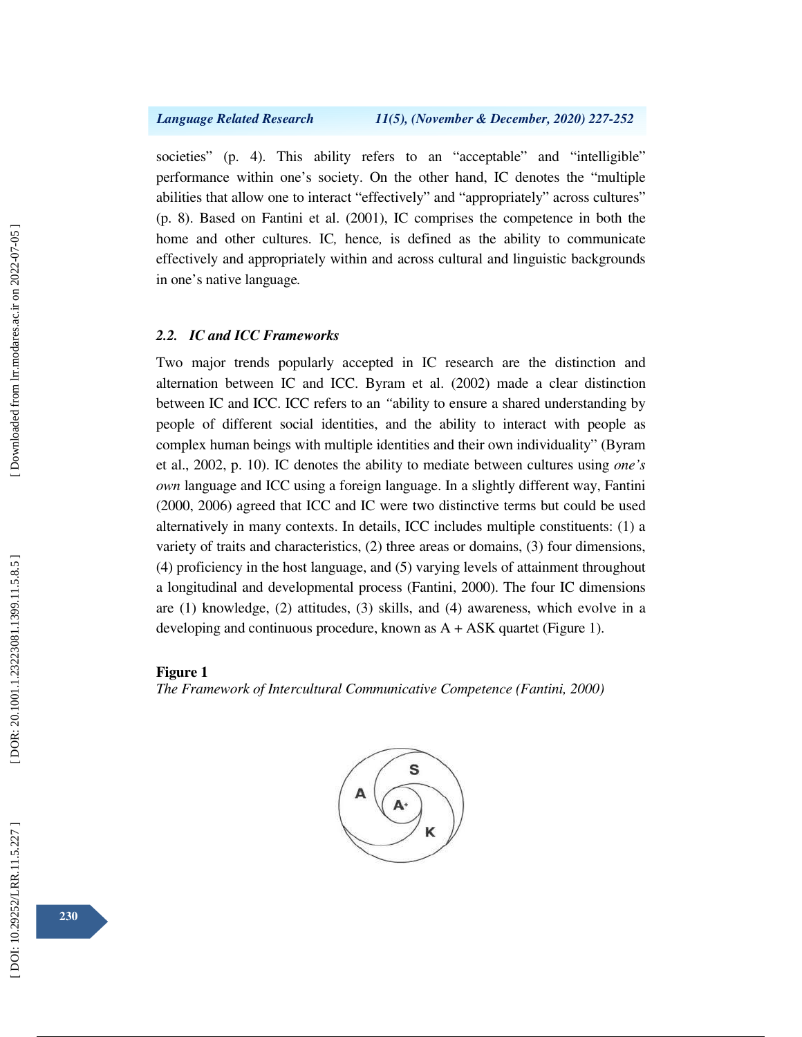societies" (p. 4). This ability refers to an "acceptable" and "intelligible" performance within one's society. On the other hand, IC denotes the "multiple abilities that allow one to interact "effectively" and "appropriately" across cultures" (p. 8). Based on Fantini et al. (2001), IC comprises the competence in both the home and other cultures. IC*,* hence*,* is defined as the ability to communicate effectively and appropriately within and across cultural and linguistic backgrounds in one's native language*.*

### *2.2. IC and ICC Frameworks*

Two major trends popularly accepted in IC research are the distinction and alternation between IC and ICC. Byram et al. (2002) made a clear distinction between IC and ICC. ICC refers to an "ability to ensure a shared understanding by people of different social identities, and the ability to interact with people as complex human beings with multiple identities and their own individuality" (Byram et al., 2002, p. 10). IC denotes the ability to mediate between cultures using *one's own* language and ICC using a foreign language. In a slightly different way, Fantini (2000, 2006) agreed that ICC and IC were two distinctive terms but could be used alternatively in many contexts. In details, ICC includes multiple constituents: (1) a variety of traits and characteristics, (2) three areas or domains, (3) four dimensions, (4) proficiency in the host language, and (5) varying levels of attainment throughout a longitudinal and developmental process (Fantini, 2000). The four IC dimensions are (1) knowledge, (2) attitudes, (3) skills, and (4) awareness, which evolve in a developing and continuous procedure, known as A + ASK quartet (Figure 1).

**Figure 1**

*The Framework of Intercultural Communicative Competence (Fantini, 2000)*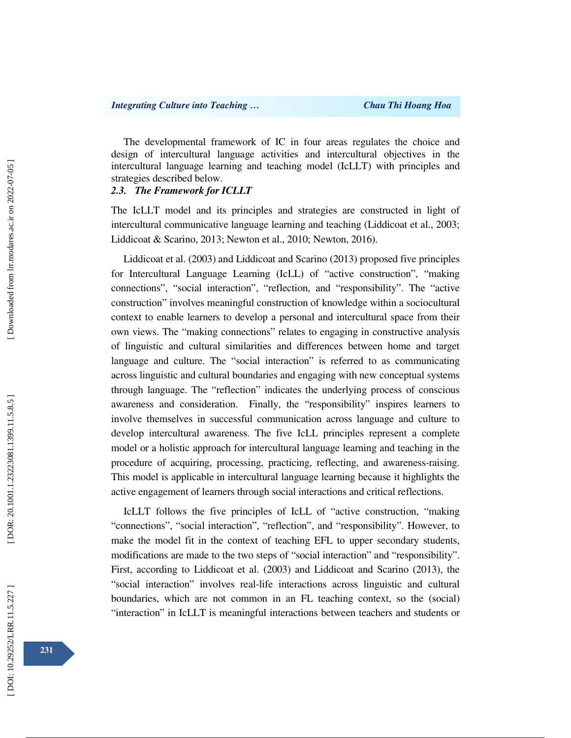The developmental framework of IC in four areas regulates the choice and design of intercultural language activities and intercultural objectives in the intercultural language learning and teaching model (IcLLT) with principles and strategies described below.

### *2.3. The Framework for ICLLT*

The IcLLT model and its principles and strategies are constructed in light of intercultural communicative language learning and teaching (Liddicoat et al., 2003; Liddicoat & Scarino, 2013; Newton et al., 2010; Newton, 2016).

Liddicoat et al. (2003) and Liddicoat and Scarino (2013) proposed five principles for Intercultural Language Learning (IcLL) of "active construction", "making connections", "social interaction", "reflection, and "responsibility". The "active construction" involves meaningful construction of knowledge within a sociocultural context to enable learners to develop a personal and intercultural space from their own views. The "making connections" relates to engaging in constructive analysis of linguistic and cultural similarities and differences between home and target language and culture. The "social interaction" is referred to as communicating across linguistic and cultural boundaries and engaging with new conceptual systems through language. The "reflection" indicates the underlying process of conscious awareness and consideration. Finally, the "responsibility" inspires learners to involve themselves in successful communication across language and culture to develop intercultural awareness. The five IcLL principles represent a complete model or a holistic approach for intercultural language learning and teaching in the procedure of acquiring, processing, practicing, reflecting, and awareness-raising. This model is applicable in intercultural language learning because it highlights the active engagement of learners through social interactions and critical reflections.

IcLLT follows the five principles of IcLL of "active construction, "making "connections", "social interaction", "reflection", and "responsibility". However, to make the model fit in the context of teaching EFL to upper secondary students, modifications are made to the two steps of "social interaction" and "responsibility". First, according to Liddicoat et al. (2003) and Liddicoat and Scarino (2013), the "social interaction" involves real-life interactions across linguistic and cultural boundaries, which are not common in an FL teaching context, so the (social) "interaction" in IcLLT is meaningful interactions between teachers and students or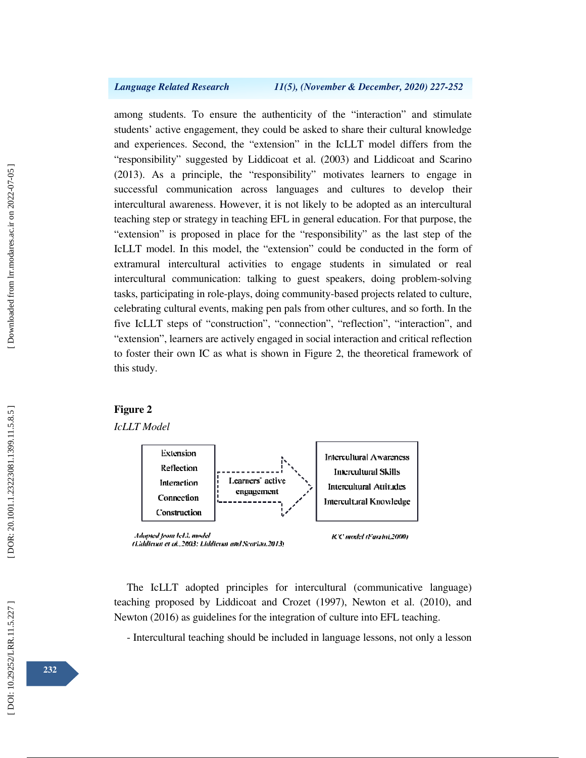among students. To ensure the authenticity of the "interaction" and stimulate students' active engagement, they could be asked to share their cultural knowledge and experiences. Second, the "extension" in the IcLLT model differs from the "responsibility" suggested by Liddicoat et al. (2003) and Liddicoat and Scarino (2013). As a principle, the "responsibility" motivates learners to engage in successful communication across languages and cultures to develop their intercultural awareness. However, it is not likely to be adopted as an intercultural teaching step or strategy in teaching EFL in general education. For that purpose, the "extension" is proposed in place for the "responsibility" as the last step of the IcLLT model. In this model, the "extension" could be conducted in the form of extramural intercultural activities to engage students in simulated or real intercultural communication: talking to guest speakers, doing problem-solving tasks, participating in role-plays, doing community-based projects related to culture, celebrating cultural events, making pen pals from other cultures, and so forth. In the five IcLLT steps of "construction", "connection", "reflection", "interaction", and "extension", learners are actively engaged in social interaction and critical reflection to foster their own IC as what is shown in Figure 2, the theoretical framework of this study.

**Figure 2**

*IcLLT Model*

| Extension<br>Reflection<br>Interaction<br>Connection<br>Construction | Learners' active engagement → | Intercultural Awareness<br>Intercultural Skills<br>Intercultural Attitudes<br>Intercultural Knowledge |
|---|---|---|

*Adopted from IcLL model (Liddicoat et al., 2003; Liddicoat and Scarino, 2013)*　　　　*ICC model (Fantini, 2000)*

The IcLLT adopted principles for intercultural (communicative language) teaching proposed by Liddicoat and Crozet (1997), Newton et al. (2010), and Newton (2016) as guidelines for the integration of culture into EFL teaching.

- Intercultural teaching should be included in language lessons, not only a lesson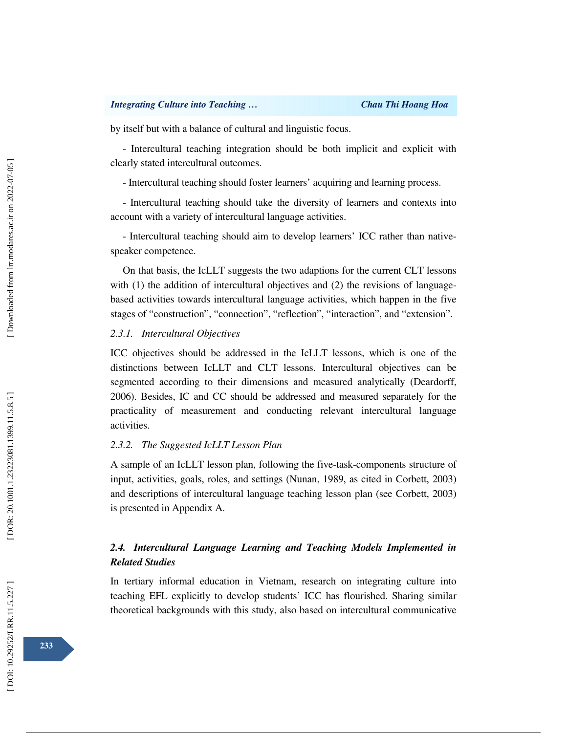by itself but with a balance of cultural and linguistic focus.

- Intercultural teaching integration should be both implicit and explicit with clearly stated intercultural outcomes.

- Intercultural teaching should foster learners' acquiring and learning process.

- Intercultural teaching should take the diversity of learners and contexts into account with a variety of intercultural language activities.

- Intercultural teaching should aim to develop learners' ICC rather than native-speaker competence.

On that basis, the IcLLT suggests the two adaptions for the current CLT lessons with (1) the addition of intercultural objectives and (2) the revisions of language-based activities towards intercultural language activities, which happen in the five stages of "construction", "connection", "reflection", "interaction", and "extension".

### *2.3.1. Intercultural Objectives*

ICC objectives should be addressed in the IcLLT lessons, which is one of the distinctions between IcLLT and CLT lessons. Intercultural objectives can be segmented according to their dimensions and measured analytically (Deardorff, 2006). Besides, IC and CC should be addressed and measured separately for the practicality of measurement and conducting relevant intercultural language activities.

### *2.3.2. The Suggested IcLLT Lesson Plan*

A sample of an IcLLT lesson plan, following the five-task-components structure of input, activities, goals, roles, and settings (Nunan, 1989, as cited in Corbett, 2003) and descriptions of intercultural language teaching lesson plan (see Corbett, 2003) is presented in Appendix A.

## *2.4. Intercultural Language Learning and Teaching Models Implemented in Related Studies*

In tertiary informal education in Vietnam, research on integrating culture into teaching EFL explicitly to develop students' ICC has flourished. Sharing similar theoretical backgrounds with this study, also based on intercultural communicative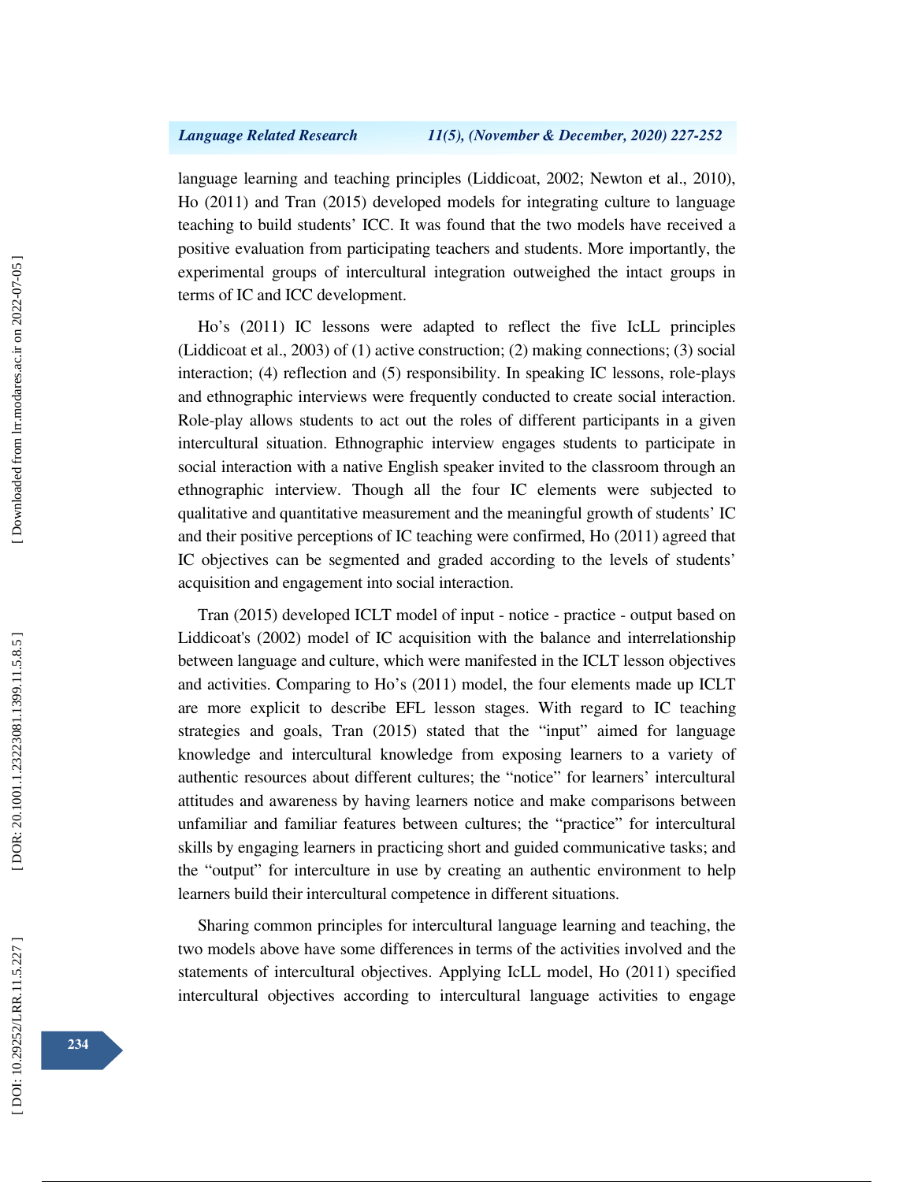language learning and teaching principles (Liddicoat, 2002; Newton et al., 2010), Ho (2011) and Tran (2015) developed models for integrating culture to language teaching to build students' ICC. It was found that the two models have received a positive evaluation from participating teachers and students. More importantly, the experimental groups of intercultural integration outweighed the intact groups in terms of IC and ICC development.

Ho's (2011) IC lessons were adapted to reflect the five IcLL principles (Liddicoat et al., 2003) of (1) active construction; (2) making connections; (3) social interaction; (4) reflection and (5) responsibility. In speaking IC lessons, role-plays and ethnographic interviews were frequently conducted to create social interaction. Role-play allows students to act out the roles of different participants in a given intercultural situation. Ethnographic interview engages students to participate in social interaction with a native English speaker invited to the classroom through an ethnographic interview. Though all the four IC elements were subjected to qualitative and quantitative measurement and the meaningful growth of students' IC and their positive perceptions of IC teaching were confirmed, Ho (2011) agreed that IC objectives can be segmented and graded according to the levels of students' acquisition and engagement into social interaction.

Tran (2015) developed ICLT model of input - notice - practice - output based on Liddicoat's (2002) model of IC acquisition with the balance and interrelationship between language and culture, which were manifested in the ICLT lesson objectives and activities. Comparing to Ho's (2011) model, the four elements made up ICLT are more explicit to describe EFL lesson stages. With regard to IC teaching strategies and goals, Tran (2015) stated that the "input" aimed for language knowledge and intercultural knowledge from exposing learners to a variety of authentic resources about different cultures; the "notice" for learners' intercultural attitudes and awareness by having learners notice and make comparisons between unfamiliar and familiar features between cultures; the "practice" for intercultural skills by engaging learners in practicing short and guided communicative tasks; and the "output" for interculture in use by creating an authentic environment to help learners build their intercultural competence in different situations.

Sharing common principles for intercultural language learning and teaching, the two models above have some differences in terms of the activities involved and the statements of intercultural objectives. Applying IcLL model, Ho (2011) specified intercultural objectives according to intercultural language activities to engage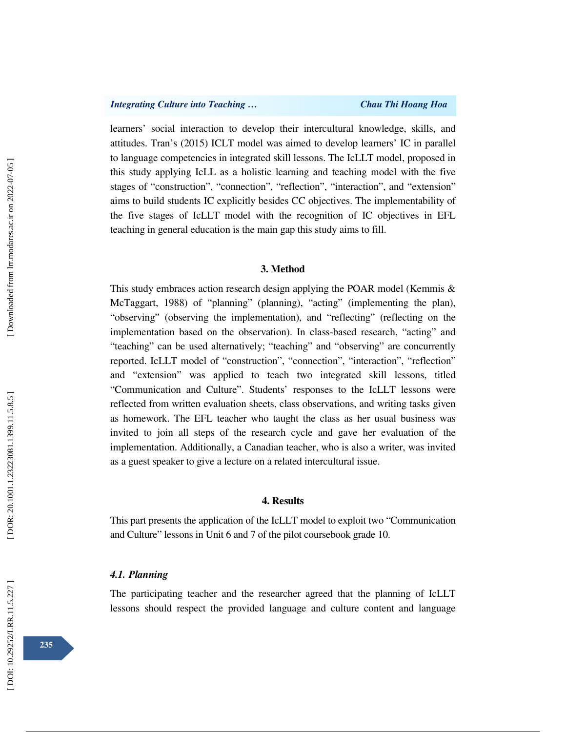learners' social interaction to develop their intercultural knowledge, skills, and attitudes. Tran's (2015) ICLT model was aimed to develop learners' IC in parallel to language competencies in integrated skill lessons. The IcLLT model, proposed in this study applying IcLL as a holistic learning and teaching model with the five stages of "construction", "connection", "reflection", "interaction", and "extension" aims to build students IC explicitly besides CC objectives. The implementability of the five stages of IcLLT model with the recognition of IC objectives in EFL teaching in general education is the main gap this study aims to fill.

## 3. Method

This study embraces action research design applying the POAR model (Kemmis & McTaggart, 1988) of "planning" (planning), "acting" (implementing the plan), "observing" (observing the implementation), and "reflecting" (reflecting on the implementation based on the observation). In class-based research, "acting" and "teaching" can be used alternatively; "teaching" and "observing" are concurrently reported. IcLLT model of "construction", "connection", "interaction", "reflection" and "extension" was applied to teach two integrated skill lessons, titled "Communication and Culture". Students' responses to the IcLLT lessons were reflected from written evaluation sheets, class observations, and writing tasks given as homework. The EFL teacher who taught the class as her usual business was invited to join all steps of the research cycle and gave her evaluation of the implementation. Additionally, a Canadian teacher, who is also a writer, was invited as a guest speaker to give a lecture on a related intercultural issue.

## 4. Results

This part presents the application of the IcLLT model to exploit two "Communication and Culture" lessons in Unit 6 and 7 of the pilot coursebook grade 10.

### *4.1. Planning*

The participating teacher and the researcher agreed that the planning of IcLLT lessons should respect the provided language and culture content and language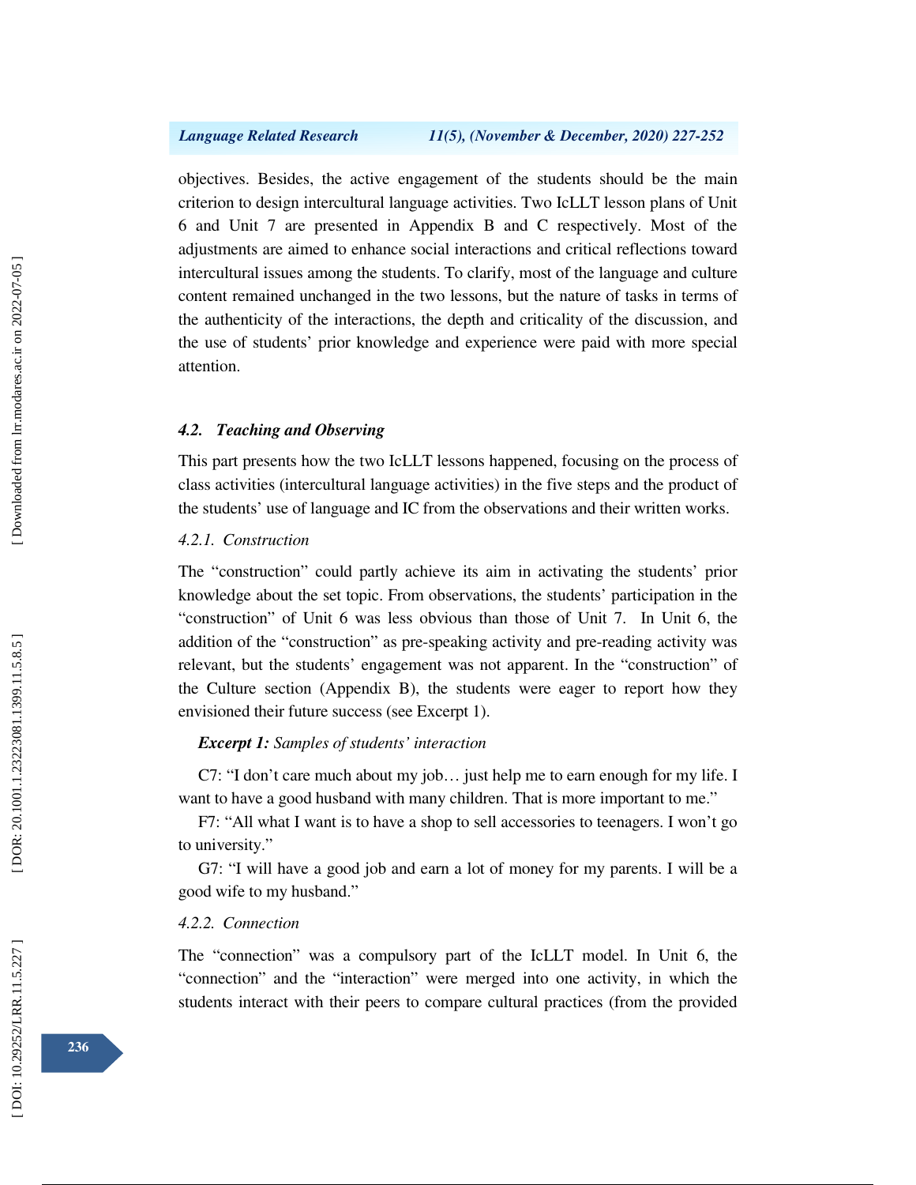objectives. Besides, the active engagement of the students should be the main criterion to design intercultural language activities. Two IcLLT lesson plans of Unit 6 and Unit 7 are presented in Appendix B and C respectively. Most of the adjustments are aimed to enhance social interactions and critical reflections toward intercultural issues among the students. To clarify, most of the language and culture content remained unchanged in the two lessons, but the nature of tasks in terms of the authenticity of the interactions, the depth and criticality of the discussion, and the use of students' prior knowledge and experience were paid with more special attention.

### *4.2. Teaching and Observing*

This part presents how the two IcLLT lessons happened, focusing on the process of class activities (intercultural language activities) in the five steps and the product of the students' use of language and IC from the observations and their written works.

#### *4.2.1. Construction*

The "construction" could partly achieve its aim in activating the students' prior knowledge about the set topic. From observations, the students' participation in the "construction" of Unit 6 was less obvious than those of Unit 7. In Unit 6, the addition of the "construction" as pre-speaking activity and pre-reading activity was relevant, but the students' engagement was not apparent. In the "construction" of the Culture section (Appendix B), the students were eager to report how they envisioned their future success (see Excerpt 1).

***Excerpt 1:*** *Samples of students' interaction*

C7: "I don't care much about my job… just help me to earn enough for my life. I want to have a good husband with many children. That is more important to me."

F7: "All what I want is to have a shop to sell accessories to teenagers. I won't go to university."

G7: "I will have a good job and earn a lot of money for my parents. I will be a good wife to my husband."

#### *4.2.2. Connection*

The "connection" was a compulsory part of the IcLLT model. In Unit 6, the "connection" and the "interaction" were merged into one activity, in which the students interact with their peers to compare cultural practices (from the provided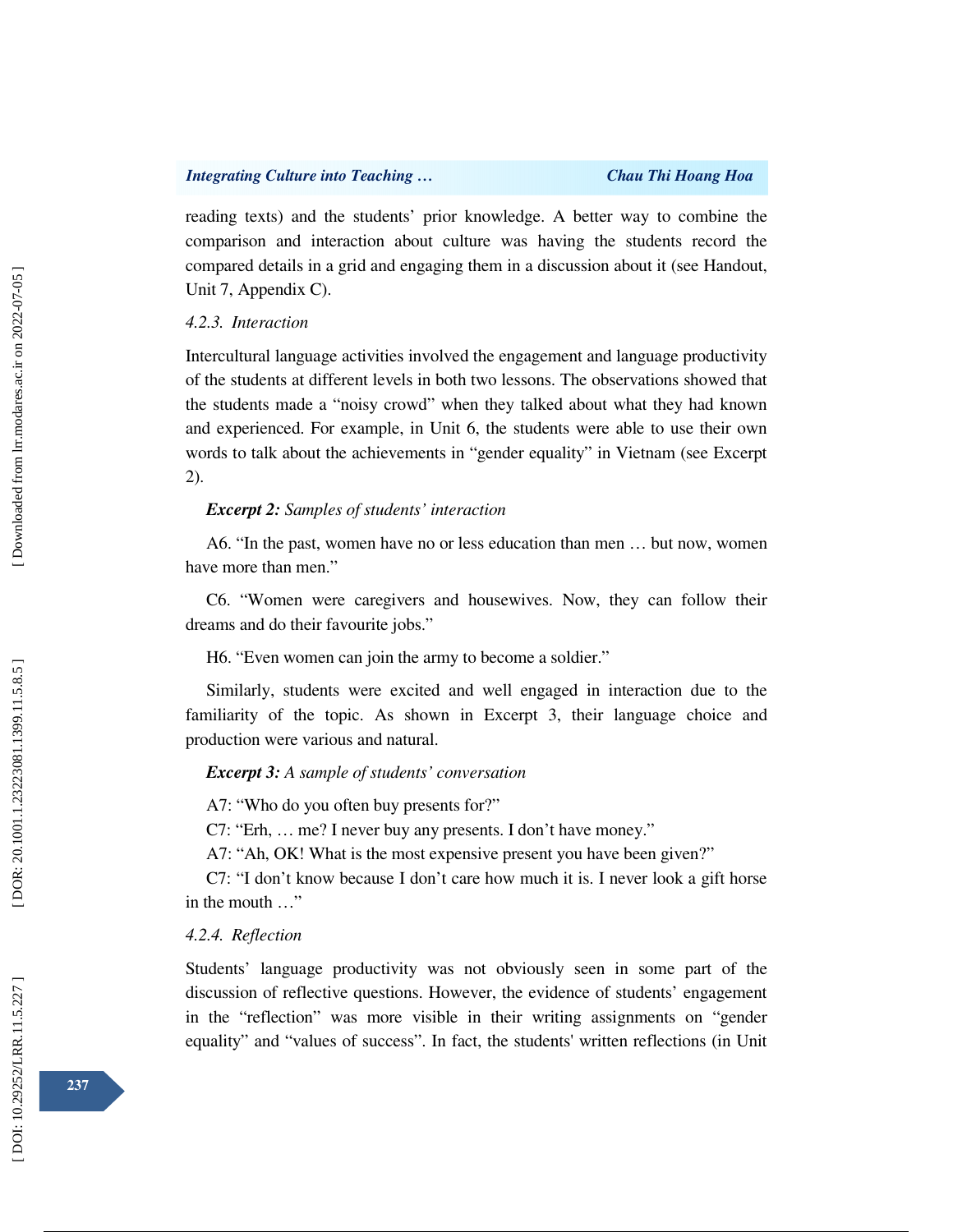reading texts) and the students' prior knowledge. A better way to combine the comparison and interaction about culture was having the students record the compared details in a grid and engaging them in a discussion about it (see Handout, Unit 7, Appendix C).

#### *4.2.3. Interaction*

Intercultural language activities involved the engagement and language productivity of the students at different levels in both two lessons. The observations showed that the students made a "noisy crowd" when they talked about what they had known and experienced. For example, in Unit 6, the students were able to use their own words to talk about the achievements in "gender equality" in Vietnam (see Excerpt 2).

***Excerpt 2:*** *Samples of students' interaction*

A6. "In the past, women have no or less education than men … but now, women have more than men."

C6. "Women were caregivers and housewives. Now, they can follow their dreams and do their favourite jobs."

H6. "Even women can join the army to become a soldier."

Similarly, students were excited and well engaged in interaction due to the familiarity of the topic. As shown in Excerpt 3, their language choice and production were various and natural.

***Excerpt 3:*** *A sample of students' conversation*

A7: "Who do you often buy presents for?"
C7: "Erh, … me? I never buy any presents. I don't have money."
A7: "Ah, OK! What is the most expensive present you have been given?"
C7: "I don't know because I don't care how much it is. I never look a gift horse in the mouth …"

#### *4.2.4. Reflection*

Students' language productivity was not obviously seen in some part of the discussion of reflective questions. However, the evidence of students' engagement in the "reflection" was more visible in their writing assignments on "gender equality" and "values of success". In fact, the students' written reflections (in Unit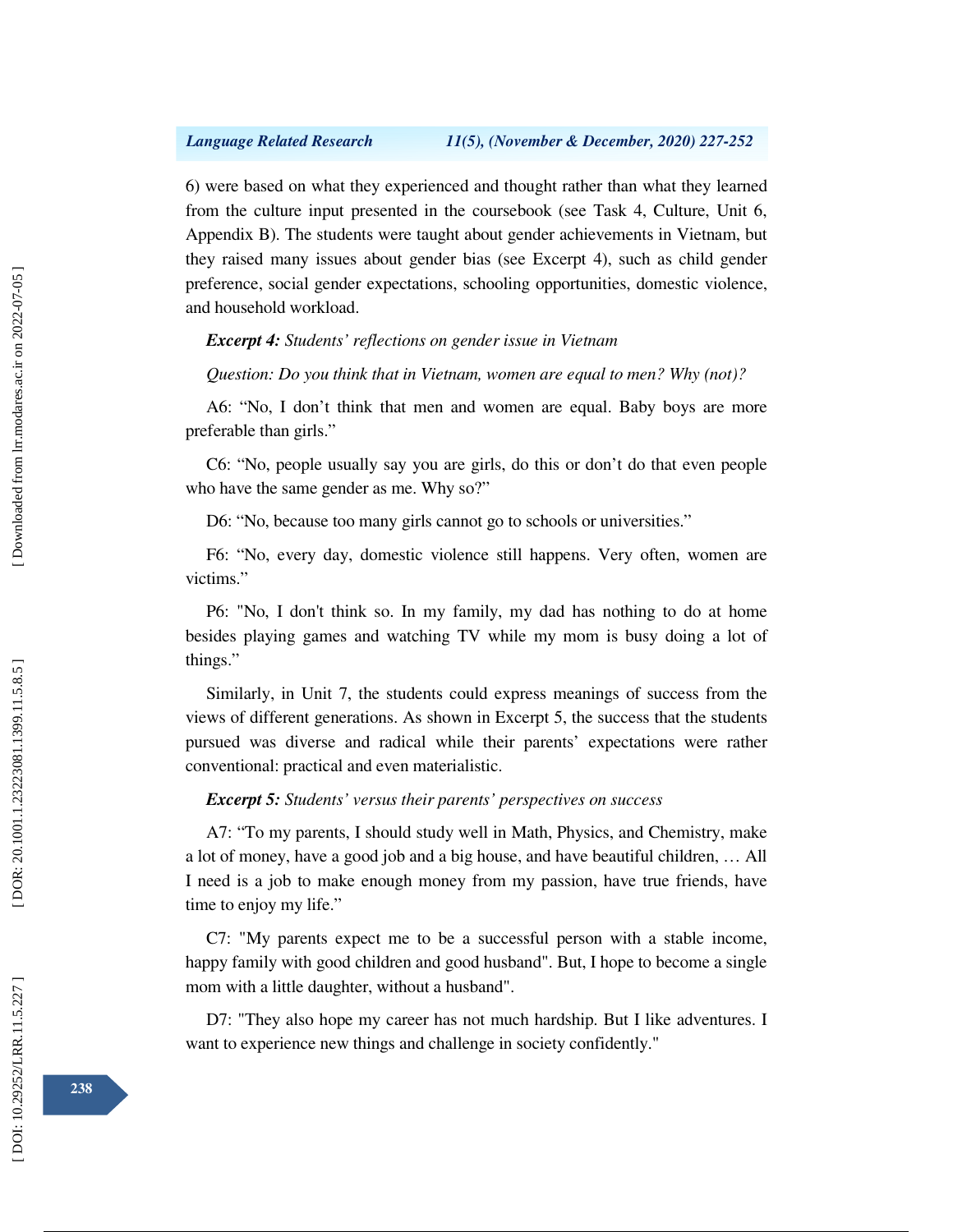6) were based on what they experienced and thought rather than what they learned from the culture input presented in the coursebook (see Task 4, Culture, Unit 6, Appendix B). The students were taught about gender achievements in Vietnam, but they raised many issues about gender bias (see Excerpt 4), such as child gender preference, social gender expectations, schooling opportunities, domestic violence, and household workload.

***Excerpt 4:*** *Students' reflections on gender issue in Vietnam*

*Question: Do you think that in Vietnam, women are equal to men? Why (not)?*

A6: "No, I don't think that men and women are equal. Baby boys are more preferable than girls."

C6: "No, people usually say you are girls, do this or don't do that even people who have the same gender as me. Why so?"

D6: "No, because too many girls cannot go to schools or universities."

F6: "No, every day, domestic violence still happens. Very often, women are victims."

P6: "No, I don't think so. In my family, my dad has nothing to do at home besides playing games and watching TV while my mom is busy doing a lot of things."

Similarly, in Unit 7, the students could express meanings of success from the views of different generations. As shown in Excerpt 5, the success that the students pursued was diverse and radical while their parents' expectations were rather conventional: practical and even materialistic.

***Excerpt 5:*** *Students' versus their parents' perspectives on success*

A7: "To my parents, I should study well in Math, Physics, and Chemistry, make a lot of money, have a good job and a big house, and have beautiful children, … All I need is a job to make enough money from my passion, have true friends, have time to enjoy my life."

C7: "My parents expect me to be a successful person with a stable income, happy family with good children and good husband". But, I hope to become a single mom with a little daughter, without a husband".

D7: "They also hope my career has not much hardship. But I like adventures. I want to experience new things and challenge in society confidently."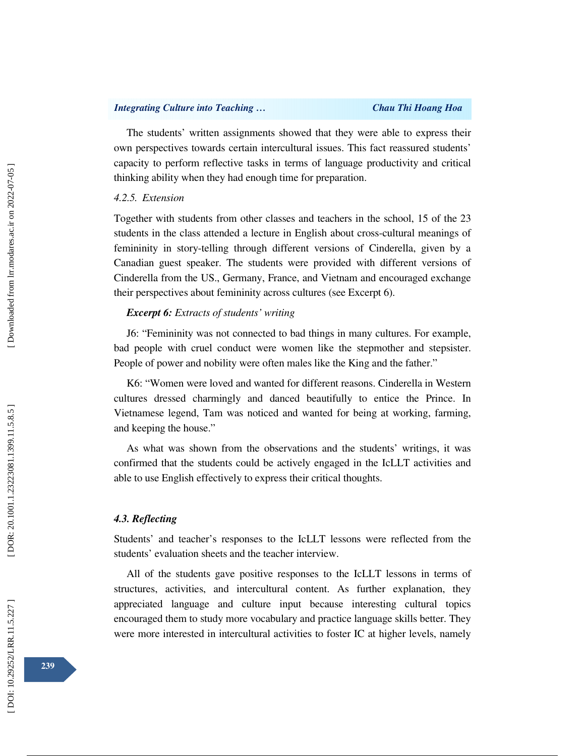The students' written assignments showed that they were able to express their own perspectives towards certain intercultural issues. This fact reassured students' capacity to perform reflective tasks in terms of language productivity and critical thinking ability when they had enough time for preparation.

*4.2.5. Extension*

Together with students from other classes and teachers in the school, 15 of the 23 students in the class attended a lecture in English about cross-cultural meanings of femininity in story-telling through different versions of Cinderella, given by a Canadian guest speaker. The students were provided with different versions of Cinderella from the US., Germany, France, and Vietnam and encouraged exchange their perspectives about femininity across cultures (see Excerpt 6).

***Excerpt 6:*** *Extracts of students' writing*

J6: "Femininity was not connected to bad things in many cultures. For example, bad people with cruel conduct were women like the stepmother and stepsister. People of power and nobility were often males like the King and the father."

K6: "Women were loved and wanted for different reasons. Cinderella in Western cultures dressed charmingly and danced beautifully to entice the Prince. In Vietnamese legend, Tam was noticed and wanted for being at working, farming, and keeping the house."

As what was shown from the observations and the students' writings, it was confirmed that the students could be actively engaged in the IcLLT activities and able to use English effectively to express their critical thoughts.

### *4.3. Reflecting*

Students' and teacher's responses to the IcLLT lessons were reflected from the students' evaluation sheets and the teacher interview.

All of the students gave positive responses to the IcLLT lessons in terms of structures, activities, and intercultural content. As further explanation, they appreciated language and culture input because interesting cultural topics encouraged them to study more vocabulary and practice language skills better. They were more interested in intercultural activities to foster IC at higher levels, namely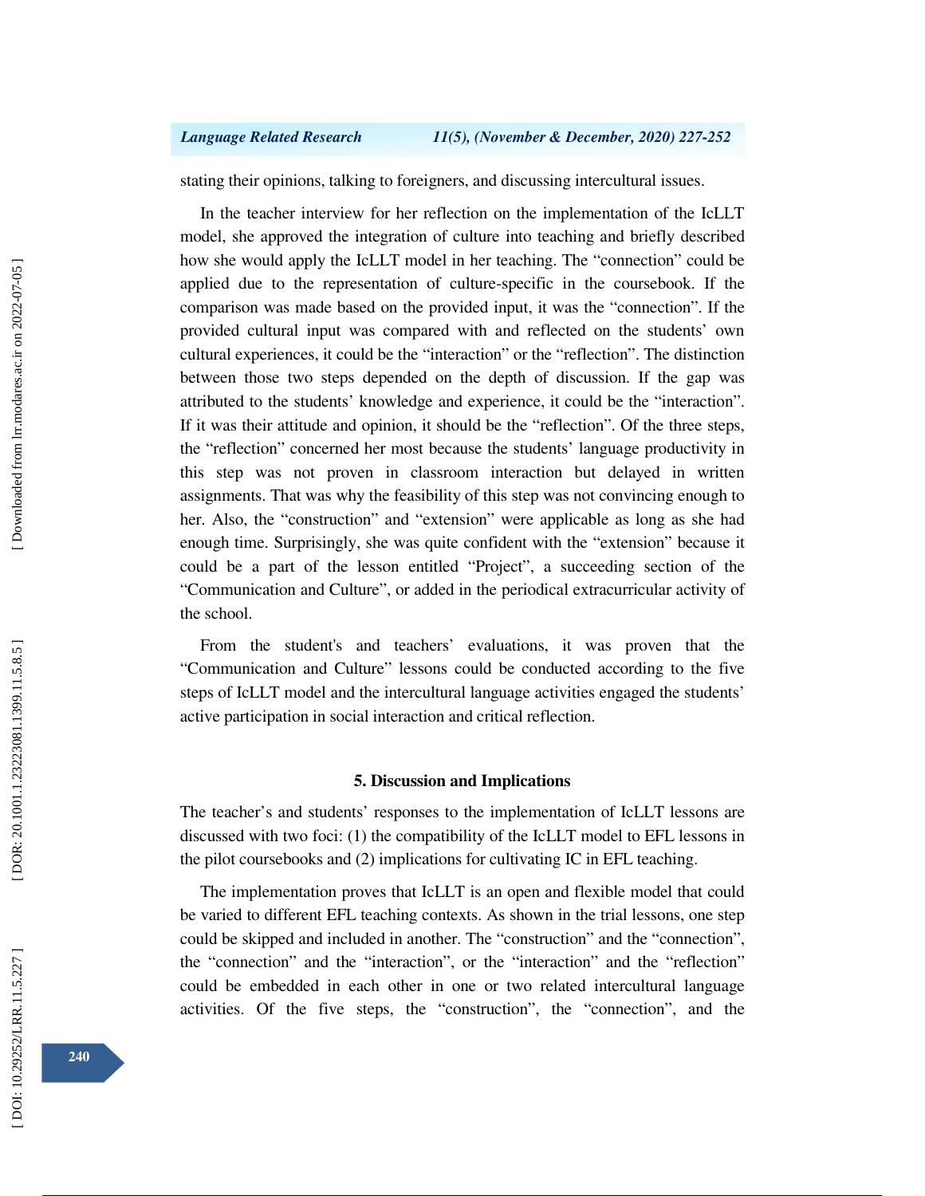stating their opinions, talking to foreigners, and discussing intercultural issues.

In the teacher interview for her reflection on the implementation of the IcLLT model, she approved the integration of culture into teaching and briefly described how she would apply the IcLLT model in her teaching. The "connection" could be applied due to the representation of culture-specific in the coursebook. If the comparison was made based on the provided input, it was the "connection". If the provided cultural input was compared with and reflected on the students' own cultural experiences, it could be the "interaction" or the "reflection". The distinction between those two steps depended on the depth of discussion. If the gap was attributed to the students' knowledge and experience, it could be the "interaction". If it was their attitude and opinion, it should be the "reflection". Of the three steps, the "reflection" concerned her most because the students' language productivity in this step was not proven in classroom interaction but delayed in written assignments. That was why the feasibility of this step was not convincing enough to her. Also, the "construction" and "extension" were applicable as long as she had enough time. Surprisingly, she was quite confident with the "extension" because it could be a part of the lesson entitled "Project", a succeeding section of the "Communication and Culture", or added in the periodical extracurricular activity of the school.

From the student's and teachers' evaluations, it was proven that the "Communication and Culture" lessons could be conducted according to the five steps of IcLLT model and the intercultural language activities engaged the students' active participation in social interaction and critical reflection.

## 5. Discussion and Implications

The teacher's and students' responses to the implementation of IcLLT lessons are discussed with two foci: (1) the compatibility of the IcLLT model to EFL lessons in the pilot coursebooks and (2) implications for cultivating IC in EFL teaching.

The implementation proves that IcLLT is an open and flexible model that could be varied to different EFL teaching contexts. As shown in the trial lessons, one step could be skipped and included in another. The "construction" and the "connection", the "connection" and the "interaction", or the "interaction" and the "reflection" could be embedded in each other in one or two related intercultural language activities. Of the five steps, the "construction", the "connection", and the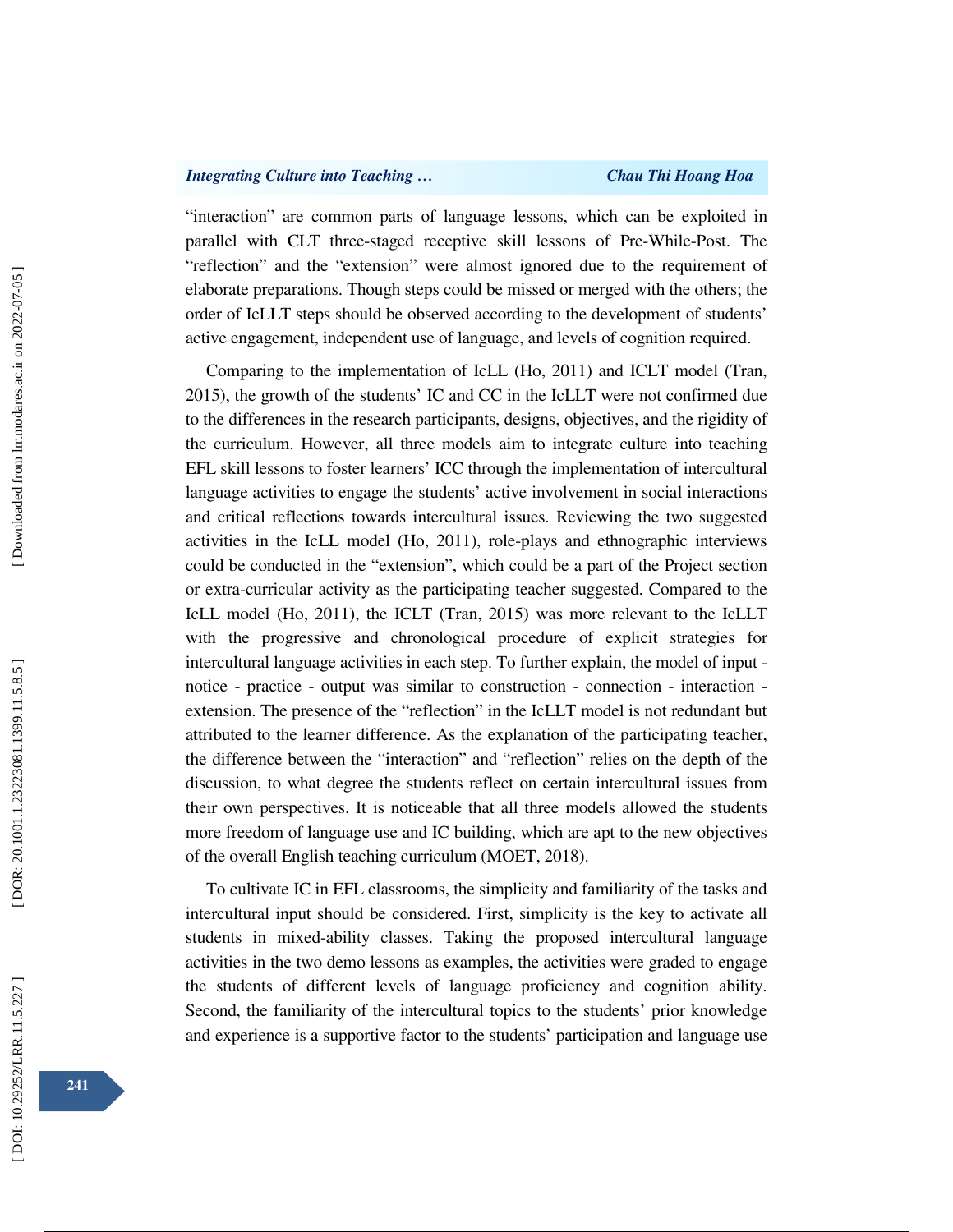"interaction" are common parts of language lessons, which can be exploited in parallel with CLT three-staged receptive skill lessons of Pre-While-Post. The "reflection" and the "extension" were almost ignored due to the requirement of elaborate preparations. Though steps could be missed or merged with the others; the order of IcLLT steps should be observed according to the development of students' active engagement, independent use of language, and levels of cognition required.

Comparing to the implementation of IcLL (Ho, 2011) and ICLT model (Tran, 2015), the growth of the students' IC and CC in the IcLLT were not confirmed due to the differences in the research participants, designs, objectives, and the rigidity of the curriculum. However, all three models aim to integrate culture into teaching EFL skill lessons to foster learners' ICC through the implementation of intercultural language activities to engage the students' active involvement in social interactions and critical reflections towards intercultural issues. Reviewing the two suggested activities in the IcLL model (Ho, 2011), role-plays and ethnographic interviews could be conducted in the "extension", which could be a part of the Project section or extra-curricular activity as the participating teacher suggested. Compared to the IcLL model (Ho, 2011), the ICLT (Tran, 2015) was more relevant to the IcLLT with the progressive and chronological procedure of explicit strategies for intercultural language activities in each step. To further explain, the model of input - notice - practice - output was similar to construction - connection - interaction - extension. The presence of the "reflection" in the IcLLT model is not redundant but attributed to the learner difference. As the explanation of the participating teacher, the difference between the "interaction" and "reflection" relies on the depth of the discussion, to what degree the students reflect on certain intercultural issues from their own perspectives. It is noticeable that all three models allowed the students more freedom of language use and IC building, which are apt to the new objectives of the overall English teaching curriculum (MOET, 2018).

To cultivate IC in EFL classrooms, the simplicity and familiarity of the tasks and intercultural input should be considered. First, simplicity is the key to activate all students in mixed-ability classes. Taking the proposed intercultural language activities in the two demo lessons as examples, the activities were graded to engage the students of different levels of language proficiency and cognition ability. Second, the familiarity of the intercultural topics to the students' prior knowledge and experience is a supportive factor to the students' participation and language use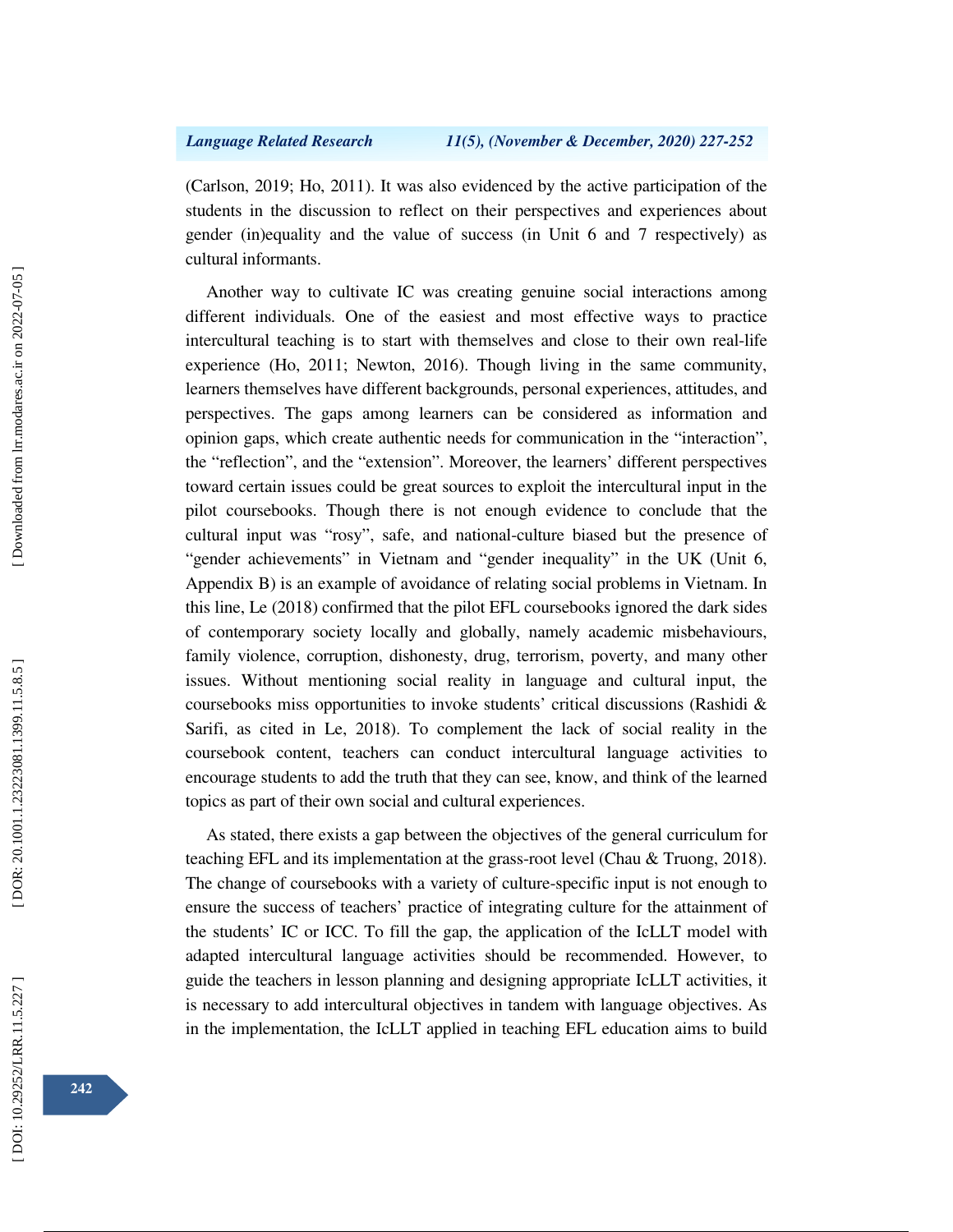(Carlson, 2019; Ho, 2011). It was also evidenced by the active participation of the students in the discussion to reflect on their perspectives and experiences about gender (in)equality and the value of success (in Unit 6 and 7 respectively) as cultural informants.

Another way to cultivate IC was creating genuine social interactions among different individuals. One of the easiest and most effective ways to practice intercultural teaching is to start with themselves and close to their own real-life experience (Ho, 2011; Newton, 2016). Though living in the same community, learners themselves have different backgrounds, personal experiences, attitudes, and perspectives. The gaps among learners can be considered as information and opinion gaps, which create authentic needs for communication in the "interaction", the "reflection", and the "extension". Moreover, the learners' different perspectives toward certain issues could be great sources to exploit the intercultural input in the pilot coursebooks. Though there is not enough evidence to conclude that the cultural input was "rosy", safe, and national-culture biased but the presence of "gender achievements" in Vietnam and "gender inequality" in the UK (Unit 6, Appendix B) is an example of avoidance of relating social problems in Vietnam. In this line, Le (2018) confirmed that the pilot EFL coursebooks ignored the dark sides of contemporary society locally and globally, namely academic misbehaviours, family violence, corruption, dishonesty, drug, terrorism, poverty, and many other issues. Without mentioning social reality in language and cultural input, the coursebooks miss opportunities to invoke students' critical discussions (Rashidi & Sarifi, as cited in Le, 2018). To complement the lack of social reality in the coursebook content, teachers can conduct intercultural language activities to encourage students to add the truth that they can see, know, and think of the learned topics as part of their own social and cultural experiences.

As stated, there exists a gap between the objectives of the general curriculum for teaching EFL and its implementation at the grass-root level (Chau & Truong, 2018). The change of coursebooks with a variety of culture-specific input is not enough to ensure the success of teachers' practice of integrating culture for the attainment of the students' IC or ICC. To fill the gap, the application of the IcLLT model with adapted intercultural language activities should be recommended. However, to guide the teachers in lesson planning and designing appropriate IcLLT activities, it is necessary to add intercultural objectives in tandem with language objectives. As in the implementation, the IcLLT applied in teaching EFL education aims to build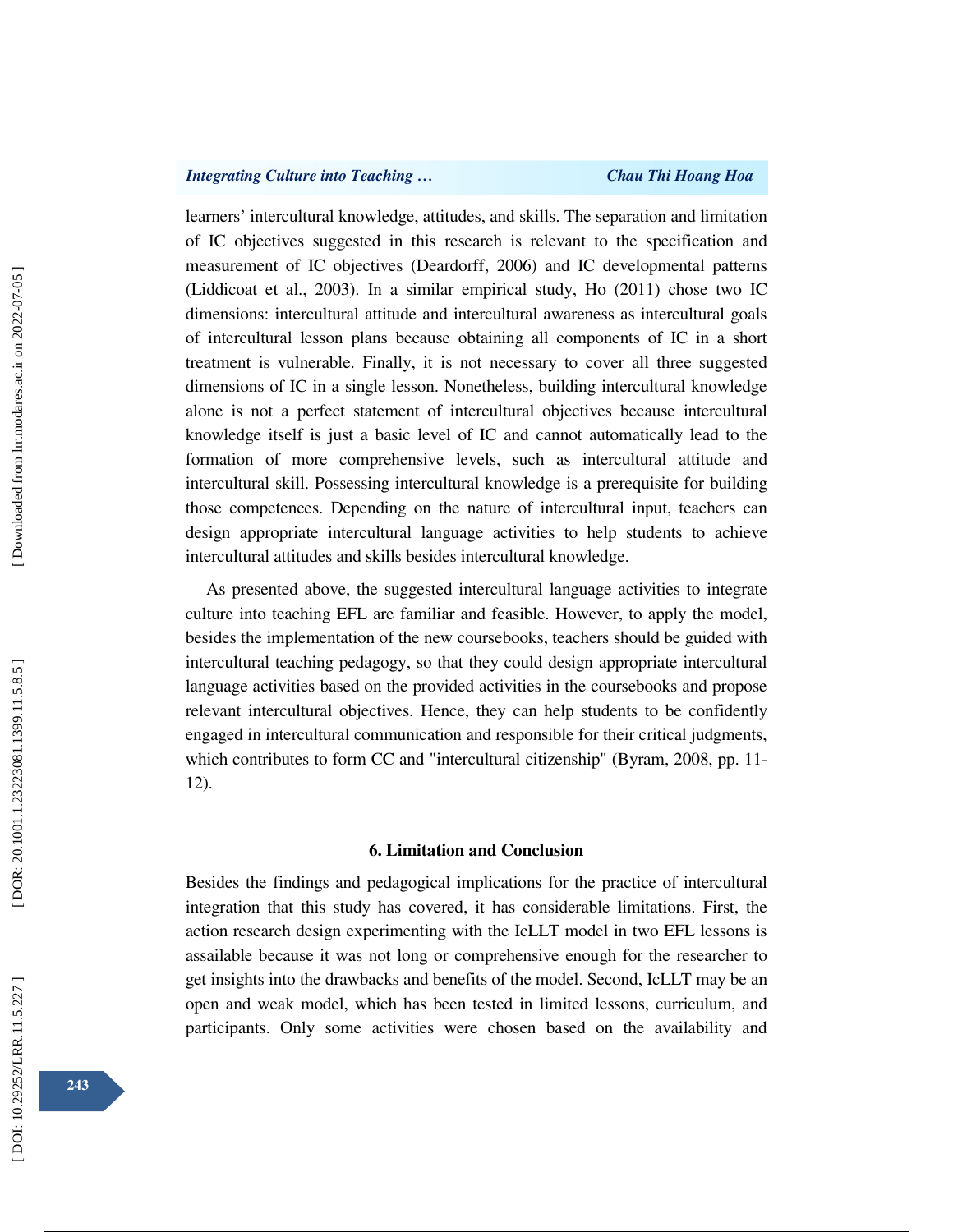learners' intercultural knowledge, attitudes, and skills. The separation and limitation of IC objectives suggested in this research is relevant to the specification and measurement of IC objectives (Deardorff, 2006) and IC developmental patterns (Liddicoat et al., 2003). In a similar empirical study, Ho (2011) chose two IC dimensions: intercultural attitude and intercultural awareness as intercultural goals of intercultural lesson plans because obtaining all components of IC in a short treatment is vulnerable. Finally, it is not necessary to cover all three suggested dimensions of IC in a single lesson. Nonetheless, building intercultural knowledge alone is not a perfect statement of intercultural objectives because intercultural knowledge itself is just a basic level of IC and cannot automatically lead to the formation of more comprehensive levels, such as intercultural attitude and intercultural skill. Possessing intercultural knowledge is a prerequisite for building those competences. Depending on the nature of intercultural input, teachers can design appropriate intercultural language activities to help students to achieve intercultural attitudes and skills besides intercultural knowledge.

As presented above, the suggested intercultural language activities to integrate culture into teaching EFL are familiar and feasible. However, to apply the model, besides the implementation of the new coursebooks, teachers should be guided with intercultural teaching pedagogy, so that they could design appropriate intercultural language activities based on the provided activities in the coursebooks and propose relevant intercultural objectives. Hence, they can help students to be confidently engaged in intercultural communication and responsible for their critical judgments, which contributes to form CC and "intercultural citizenship" (Byram, 2008, pp. 11-12).

## 6. Limitation and Conclusion

Besides the findings and pedagogical implications for the practice of intercultural integration that this study has covered, it has considerable limitations. First, the action research design experimenting with the IcLLT model in two EFL lessons is assailable because it was not long or comprehensive enough for the researcher to get insights into the drawbacks and benefits of the model. Second, IcLLT may be an open and weak model, which has been tested in limited lessons, curriculum, and participants. Only some activities were chosen based on the availability and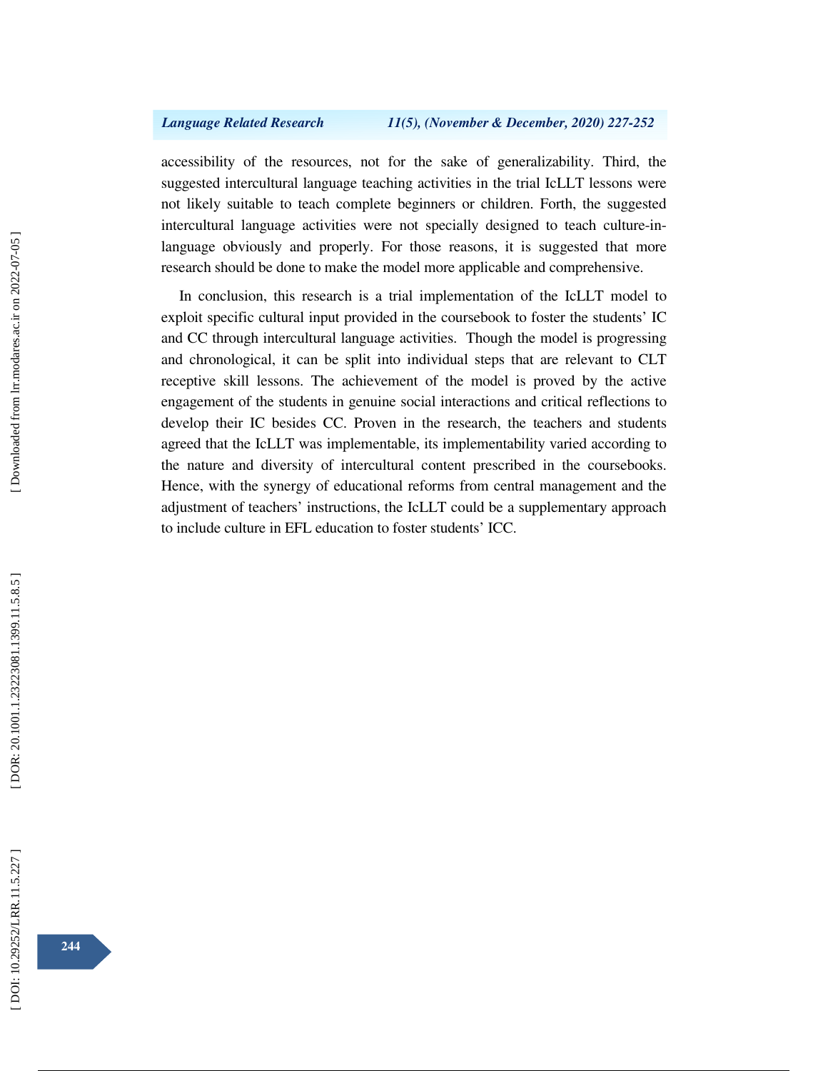accessibility of the resources, not for the sake of generalizability. Third, the suggested intercultural language teaching activities in the trial IcLLT lessons were not likely suitable to teach complete beginners or children. Forth, the suggested intercultural language activities were not specially designed to teach culture-in-language obviously and properly. For those reasons, it is suggested that more research should be done to make the model more applicable and comprehensive.

In conclusion, this research is a trial implementation of the IcLLT model to exploit specific cultural input provided in the coursebook to foster the students' IC and CC through intercultural language activities. Though the model is progressing and chronological, it can be split into individual steps that are relevant to CLT receptive skill lessons. The achievement of the model is proved by the active engagement of the students in genuine social interactions and critical reflections to develop their IC besides CC. Proven in the research, the teachers and students agreed that the IcLLT was implementable, its implementability varied according to the nature and diversity of intercultural content prescribed in the coursebooks. Hence, with the synergy of educational reforms from central management and the adjustment of teachers' instructions, the IcLLT could be a supplementary approach to include culture in EFL education to foster students' ICC.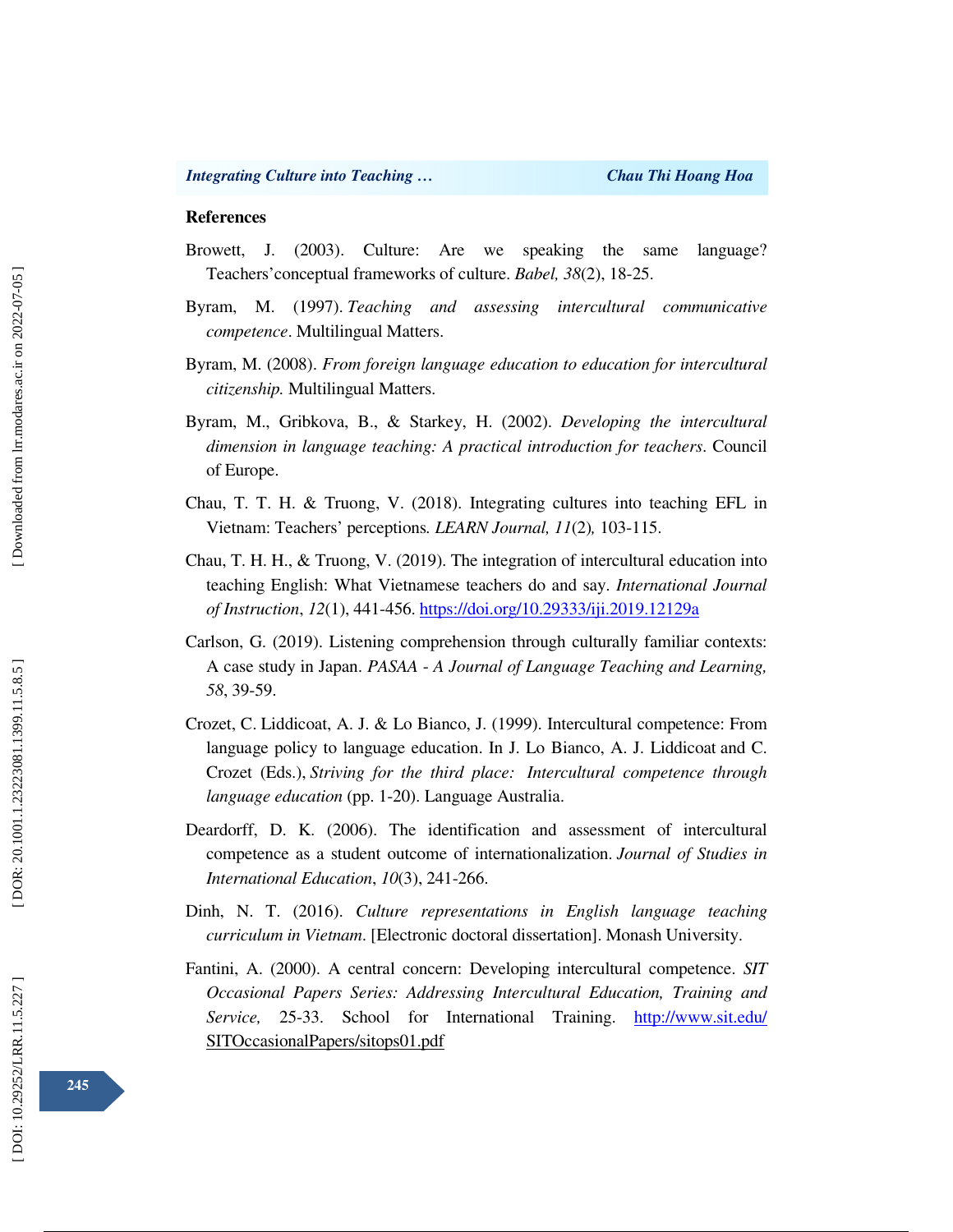## References

Browett, J. (2003). Culture: Are we speaking the same language? Teachers'conceptual frameworks of culture. *Babel, 38*(2), 18-25.

Byram, M. (1997). *Teaching and assessing intercultural communicative competence*. Multilingual Matters.

Byram, M. (2008). *From foreign language education to education for intercultural citizenship.* Multilingual Matters.

Byram, M., Gribkova, B., & Starkey, H. (2002). *Developing the intercultural dimension in language teaching: A practical introduction for teachers*. Council of Europe.

Chau, T. T. H. & Truong, V. (2018). Integrating cultures into teaching EFL in Vietnam: Teachers' perceptions. *LEARN Journal, 11*(2)*,* 103-115.

Chau, T. H. H., & Truong, V. (2019). The integration of intercultural education into teaching English: What Vietnamese teachers do and say. *International Journal of Instruction*, *12*(1), 441-456. https://doi.org/10.29333/iji.2019.12129a

Carlson, G. (2019). Listening comprehension through culturally familiar contexts: A case study in Japan. *PASAA - A Journal of Language Teaching and Learning, 58*, 39-59.

Crozet, C. Liddicoat, A. J. & Lo Bianco, J. (1999). Intercultural competence: From language policy to language education. In J. Lo Bianco, A. J. Liddicoat and C. Crozet (Eds.), *Striving for the third place: Intercultural competence through language education* (pp. 1-20). Language Australia.

Deardorff, D. K. (2006). The identification and assessment of intercultural competence as a student outcome of internationalization. *Journal of Studies in International Education*, *10*(3), 241-266.

Dinh, N. T. (2016). *Culture representations in English language teaching curriculum in Vietnam*. [Electronic doctoral dissertation]. Monash University.

Fantini, A. (2000). A central concern: Developing intercultural competence. *SIT Occasional Papers Series: Addressing Intercultural Education, Training and Service,* 25-33. School for International Training. http://www.sit.edu/SITOccasionalPapers/sitops01.pdf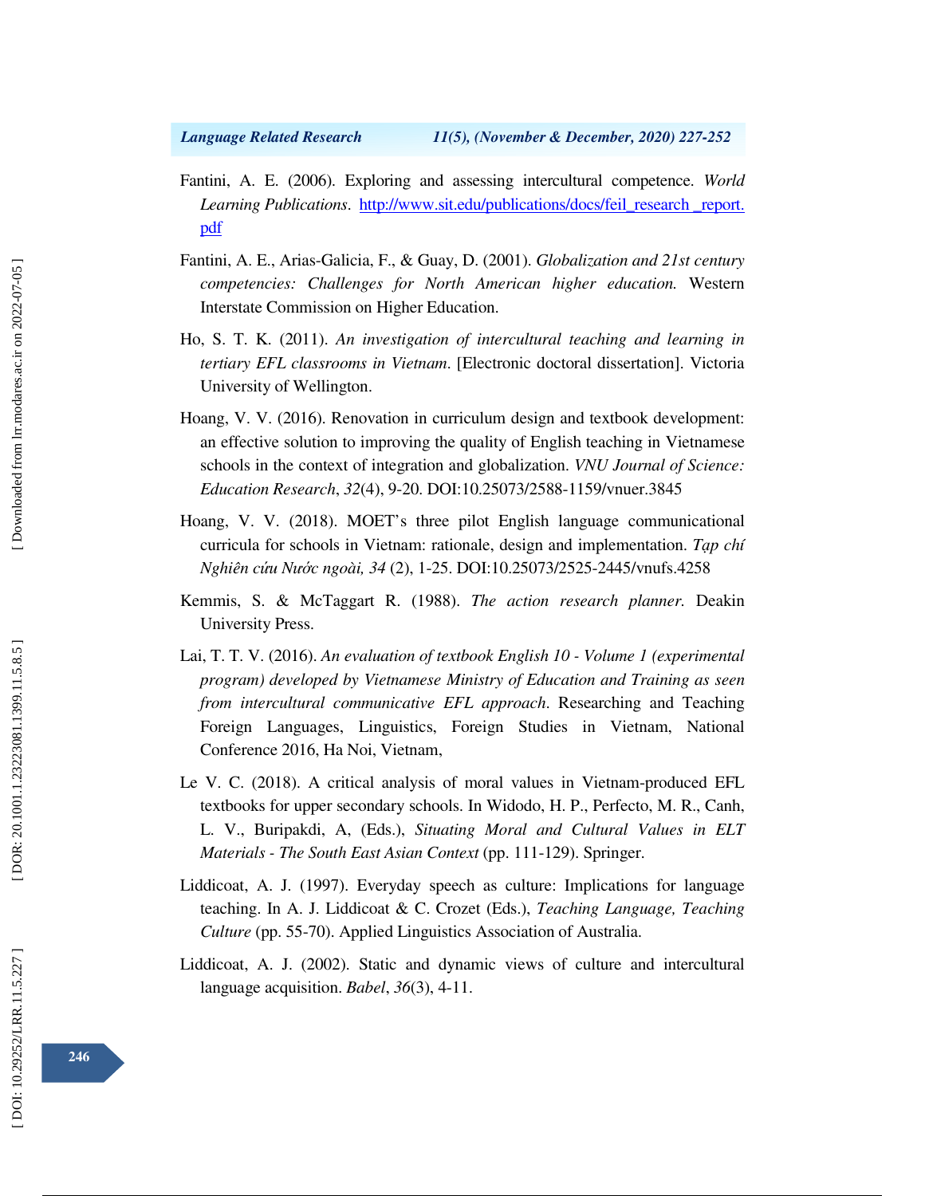Fantini, A. E. (2006). Exploring and assessing intercultural competence. *World Learning Publications*. http://www.sit.edu/publications/docs/feil_research _report.pdf

Fantini, A. E., Arias-Galicia, F., & Guay, D. (2001). *Globalization and 21st century competencies: Challenges for North American higher education.* Western Interstate Commission on Higher Education.

Ho, S. T. K. (2011). *An investigation of intercultural teaching and learning in tertiary EFL classrooms in Vietnam*. [Electronic doctoral dissertation]. Victoria University of Wellington.

Hoang, V. V. (2016). Renovation in curriculum design and textbook development: an effective solution to improving the quality of English teaching in Vietnamese schools in the context of integration and globalization. *VNU Journal of Science: Education Research*, *32*(4), 9-20. DOI:10.25073/2588-1159/vnuer.3845

Hoang, V. V. (2018). MOET's three pilot English language communicational curricula for schools in Vietnam: rationale, design and implementation. *Tạp chí Nghiên cứu Nước ngoài, 34* (2), 1-25. DOI:10.25073/2525-2445/vnufs.4258

Kemmis, S. & McTaggart R. (1988). *The action research planner.* Deakin University Press.

Lai, T. T. V. (2016). *An evaluation of textbook English 10 - Volume 1 (experimental program) developed by Vietnamese Ministry of Education and Training as seen from intercultural communicative EFL approach*. Researching and Teaching Foreign Languages, Linguistics, Foreign Studies in Vietnam, National Conference 2016, Ha Noi, Vietnam,

Le V. C. (2018). A critical analysis of moral values in Vietnam-produced EFL textbooks for upper secondary schools. In Widodo, H. P., Perfecto, M. R., Canh, L. V., Buripakdi, A, (Eds.), *Situating Moral and Cultural Values in ELT Materials - The South East Asian Context* (pp. 111-129). Springer.

Liddicoat, A. J. (1997). Everyday speech as culture: Implications for language teaching. In A. J. Liddicoat & C. Crozet (Eds.), *Teaching Language, Teaching Culture* (pp. 55-70). Applied Linguistics Association of Australia.

Liddicoat, A. J. (2002). Static and dynamic views of culture and intercultural language acquisition. *Babel*, *36*(3), 4-11.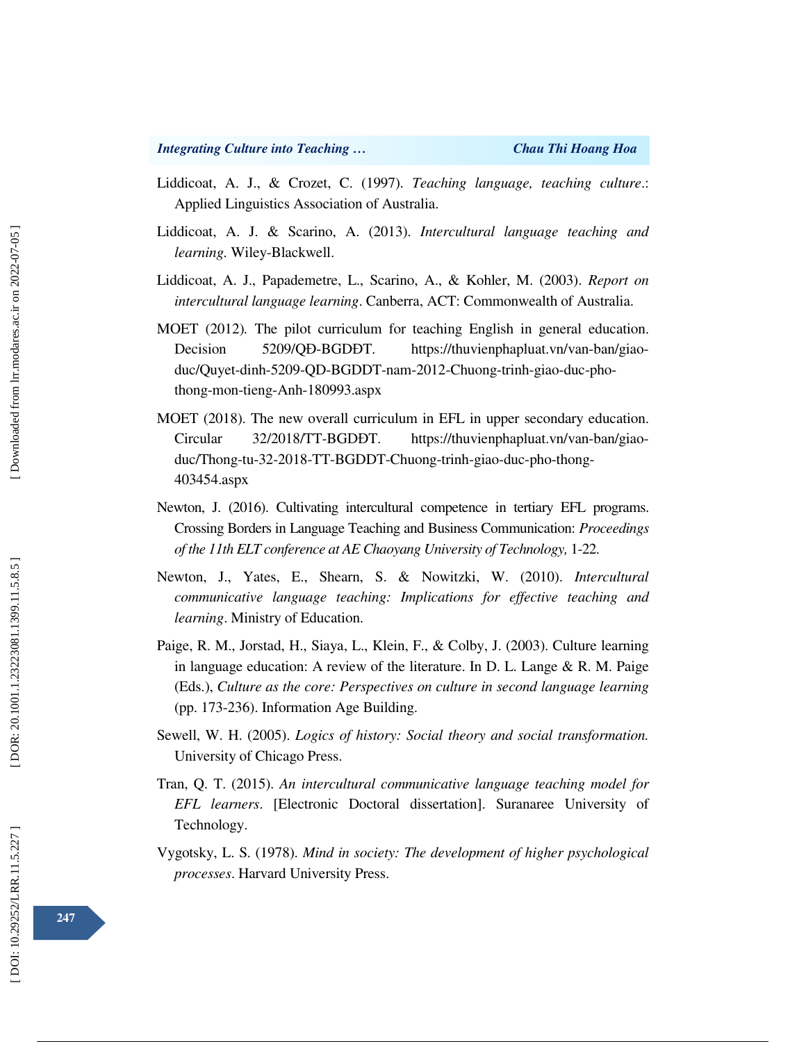Liddicoat, A. J., & Crozet, C. (1997). *Teaching language, teaching culture*.: Applied Linguistics Association of Australia.

Liddicoat, A. J. & Scarino, A. (2013). *Intercultural language teaching and learning*. Wiley-Blackwell.

Liddicoat, A. J., Papademetre, L., Scarino, A., & Kohler, M. (2003). *Report on intercultural language learning*. Canberra, ACT: Commonwealth of Australia.

MOET (2012). The pilot curriculum for teaching English in general education. Decision 5209/QĐ-BGDĐT. https://thuvienphapluat.vn/van-ban/giao-duc/Quyet-dinh-5209-QD-BGDDT-nam-2012-Chuong-trinh-giao-duc-pho-thong-mon-tieng-Anh-180993.aspx

MOET (2018). The new overall curriculum in EFL in upper secondary education. Circular 32/2018/TT-BGDĐT. https://thuvienphapluat.vn/van-ban/giao-duc/Thong-tu-32-2018-TT-BGDDT-Chuong-trinh-giao-duc-pho-thong-403454.aspx

Newton, J. (2016). Cultivating intercultural competence in tertiary EFL programs. Crossing Borders in Language Teaching and Business Communication: *Proceedings of the 11th ELT conference at AE Chaoyang University of Technology,* 1-22.

Newton, J., Yates, E., Shearn, S. & Nowitzki, W. (2010). *Intercultural communicative language teaching: Implications for effective teaching and learning*. Ministry of Education.

Paige, R. M., Jorstad, H., Siaya, L., Klein, F., & Colby, J. (2003). Culture learning in language education: A review of the literature. In D. L. Lange & R. M. Paige (Eds.), *Culture as the core: Perspectives on culture in second language learning* (pp. 173-236). Information Age Building.

Sewell, W. H. (2005). *Logics of history: Social theory and social transformation.* University of Chicago Press.

Tran, Q. T. (2015). *An intercultural communicative language teaching model for EFL learners*. [Electronic Doctoral dissertation]. Suranaree University of Technology.

Vygotsky, L. S. (1978). *Mind in society: The development of higher psychological processes*. Harvard University Press.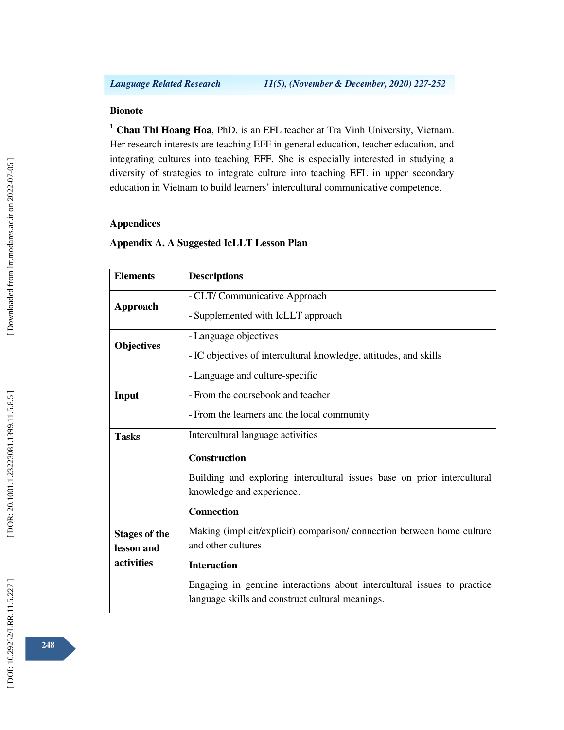## Bionote

[1] **Chau Thi Hoang Hoa**, PhD. is an EFL teacher at Tra Vinh University, Vietnam. Her research interests are teaching EFF in general education, teacher education, and integrating cultures into teaching EFF. She is especially interested in studying a diversity of strategies to integrate culture into teaching EFL in upper secondary education in Vietnam to build learners' intercultural communicative competence.

## Appendices

### Appendix A. A Suggested IcLLT Lesson Plan

| **Elements** | **Descriptions** |
|---|---|
| **Approach** | - CLT/ Communicative Approach<br>- Supplemented with IcLLT approach |
| **Objectives** | - Language objectives<br>- IC objectives of intercultural knowledge, attitudes, and skills |
| **Input** | - Language and culture-specific<br>- From the coursebook and teacher<br>- From the learners and the local community |
| **Tasks** | Intercultural language activities |
| **Stages of the lesson and activities** | **Construction**<br>Building and exploring intercultural issues base on prior intercultural knowledge and experience.<br>**Connection**<br>Making (implicit/explicit) comparison/ connection between home culture and other cultures<br>**Interaction**<br>Engaging in genuine interactions about intercultural issues to practice language skills and construct cultural meanings. |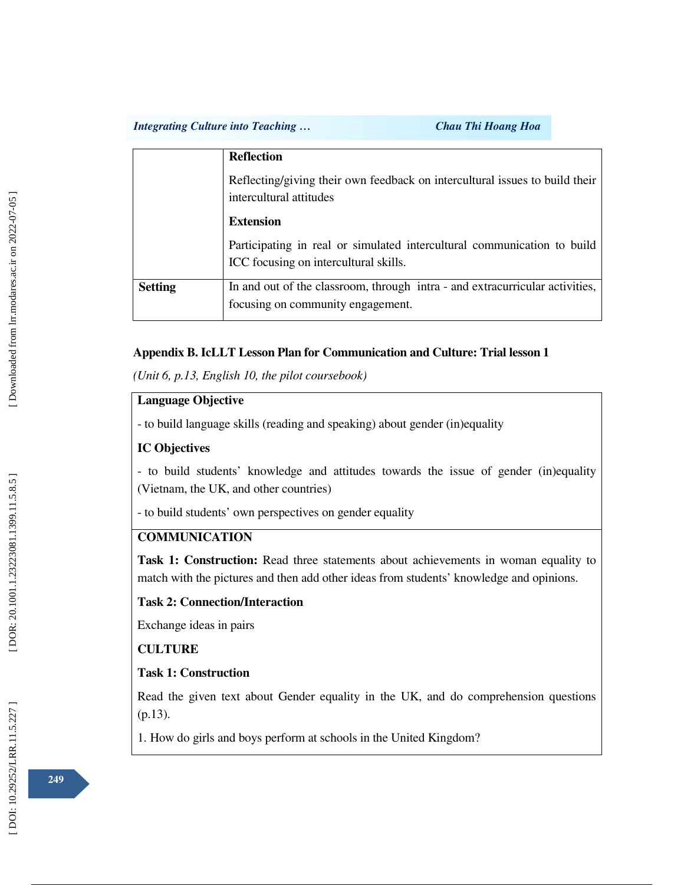|  |  |
|---|---|
|  | **Reflection**<br><br>Reflecting/giving their own feedback on intercultural issues to build their intercultural attitudes<br><br>**Extension**<br><br>Participating in real or simulated intercultural communication to build ICC focusing on intercultural skills. |
| **Setting** | In and out of the classroom, through intra - and extracurricular activities, focusing on community engagement. |

**Appendix B. IcLLT Lesson Plan for Communication and Culture: Trial lesson 1**

*(Unit 6, p.13, English 10, the pilot coursebook)*

| **Language Objective**<br><br>- to build language skills (reading and speaking) about gender (in)equality<br><br>**IC Objectives**<br><br>- to build students' knowledge and attitudes towards the issue of gender (in)equality (Vietnam, the UK, and other countries)<br><br>- to build students' own perspectives on gender equality |
|---|
| **COMMUNICATION**<br><br>**Task 1: Construction:** Read three statements about achievements in woman equality to match with the pictures and then add other ideas from students' knowledge and opinions.<br><br>**Task 2: Connection/Interaction**<br><br>Exchange ideas in pairs<br><br>**CULTURE**<br><br>**Task 1: Construction**<br><br>Read the given text about Gender equality in the UK, and do comprehension questions (p.13).<br><br>1. How do girls and boys perform at schools in the United Kingdom? |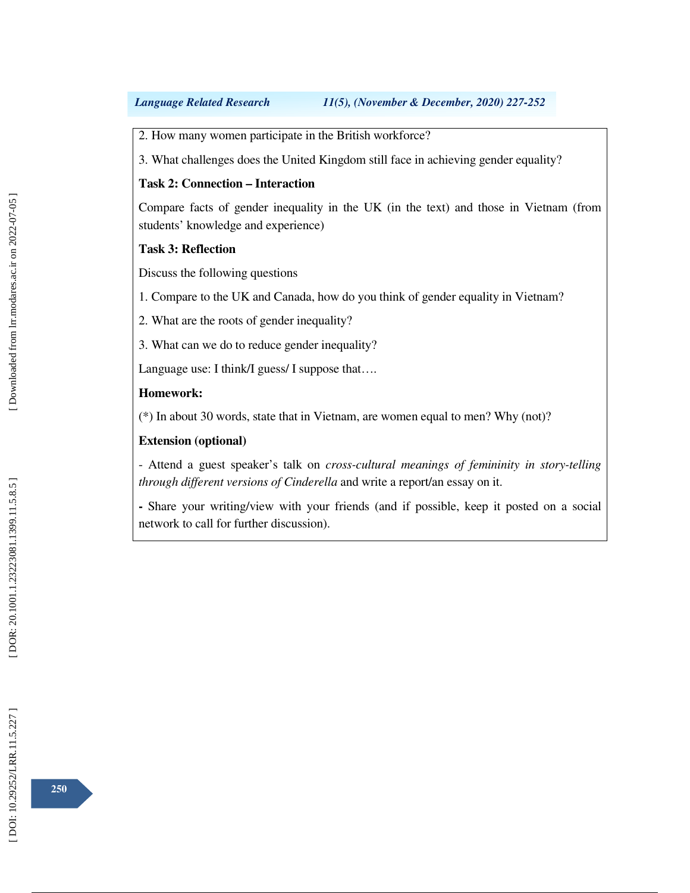2. How many women participate in the British workforce?

3. What challenges does the United Kingdom still face in achieving gender equality?

**Task 2: Connection – Interaction**

Compare facts of gender inequality in the UK (in the text) and those in Vietnam (from students' knowledge and experience)

**Task 3: Reflection**

Discuss the following questions

1. Compare to the UK and Canada, how do you think of gender equality in Vietnam?

2. What are the roots of gender inequality?

3. What can we do to reduce gender inequality?

Language use: I think/I guess/ I suppose that….

**Homework:**

(*) In about 30 words, state that in Vietnam, are women equal to men? Why (not)?

**Extension (optional)**

- Attend a guest speaker's talk on *cross-cultural meanings of femininity in story-telling through different versions of Cinderella* and write a report/an essay on it.

**-** Share your writing/view with your friends (and if possible, keep it posted on a social network to call for further discussion).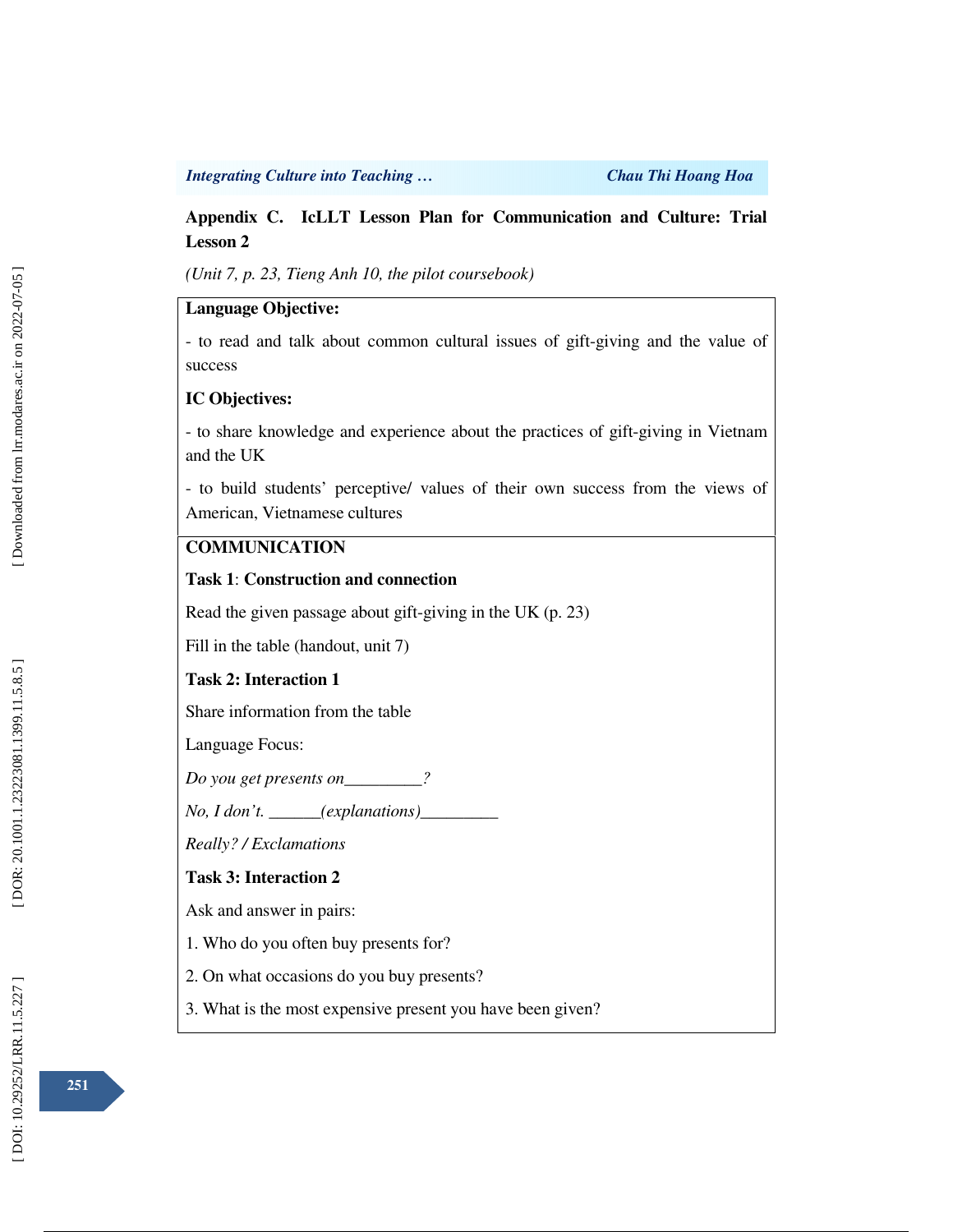## Appendix C. IcLLT Lesson Plan for Communication and Culture: Trial Lesson 2

*(Unit 7, p. 23, Tieng Anh 10, the pilot coursebook)*

**Language Objective:**

- to read and talk about common cultural issues of gift-giving and the value of success

**IC Objectives:**

- to share knowledge and experience about the practices of gift-giving in Vietnam and the UK

- to build students' perceptive/ values of their own success from the views of American, Vietnamese cultures

**COMMUNICATION**

**Task 1**: **Construction and connection**

Read the given passage about gift-giving in the UK (p. 23)

Fill in the table (handout, unit 7)

**Task 2: Interaction 1**

Share information from the table

Language Focus:

*Do you get presents on_________?*

*No, I don't. ______(explanations)_________*

*Really? / Exclamations*

**Task 3: Interaction 2**

Ask and answer in pairs:

1. Who do you often buy presents for?

2. On what occasions do you buy presents?

3. What is the most expensive present you have been given?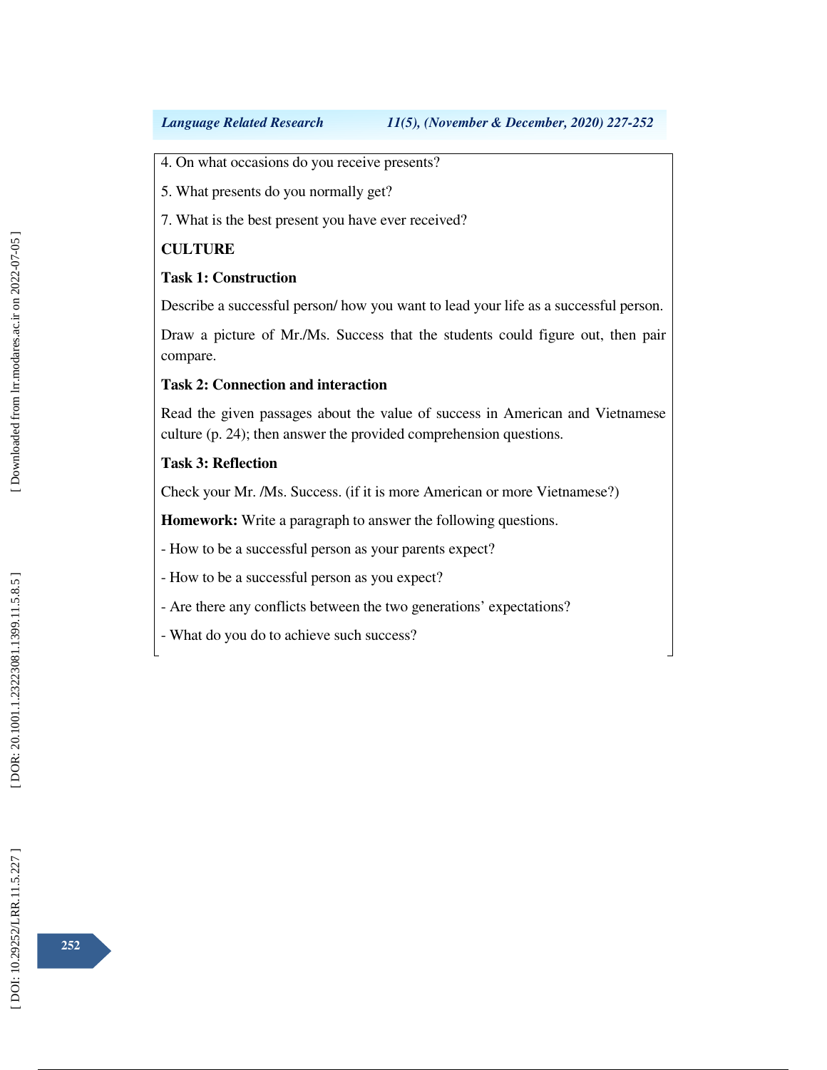4. On what occasions do you receive presents?

5. What presents do you normally get?

7. What is the best present you have ever received?

**CULTURE**

**Task 1: Construction**

Describe a successful person/ how you want to lead your life as a successful person.

Draw a picture of Mr./Ms. Success that the students could figure out, then pair compare.

**Task 2: Connection and interaction**

Read the given passages about the value of success in American and Vietnamese culture (p. 24); then answer the provided comprehension questions.

**Task 3: Reflection**

Check your Mr. /Ms. Success. (if it is more American or more Vietnamese?)

**Homework:** Write a paragraph to answer the following questions.

- How to be a successful person as your parents expect?

- How to be a successful person as you expect?

- Are there any conflicts between the two generations' expectations?

- What do you do to achieve such success?